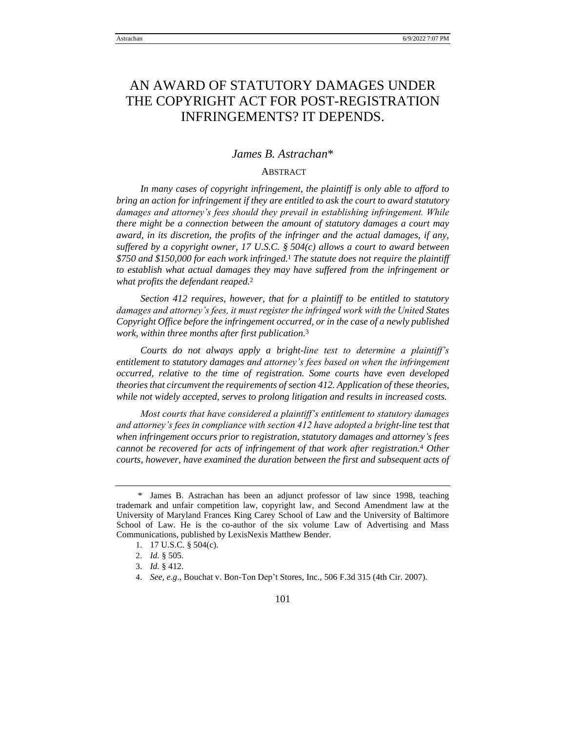# AN AWARD OF STATUTORY DAMAGES UNDER THE COPYRIGHT ACT FOR POST-REGISTRATION INFRINGEMENTS? IT DEPENDS.

*James B. Astrachan\**

## ABSTRACT

*In many cases of copyright infringement, the plaintiff is only able to afford to bring an action for infringement if they are entitled to ask the court to award statutory damages and attorney's fees should they prevail in establishing infringement. While there might be a connection between the amount of statutory damages a court may award, in its discretion, the profits of the infringer and the actual damages, if any, suffered by a copyright owner, 17 U.S.C. § 504(c) allows a court to award between $750 and $150,000 for each work infringed.*[1] *The statute does not require the plaintiff to establish what actual damages they may have suffered from the infringement or what profits the defendant reaped.*[2]

*Section 412 requires, however, that for a plaintiff to be entitled to statutory damages and attorney's fees, it must register the infringed work with the United States Copyright Office before the infringement occurred, or in the case of a newly published work, within three months after first publication.*[3]

*Courts do not always apply a bright-line test to determine a plaintiff's entitlement to statutory damages and attorney's fees based on when the infringement occurred, relative to the time of registration. Some courts have even developed theories that circumvent the requirements of section 412. Application of these theories, while not widely accepted, serves to prolong litigation and results in increased costs.*

*Most courts that have considered a plaintiff's entitlement to statutory damages and attorney's fees in compliance with section 412 have adopted a bright-line test that when infringement occurs prior to registration, statutory damages and attorney's fees cannot be recovered for acts of infringement of that work after registration.*[4] *Other courts, however, have examined the duration between the first and subsequent acts of*

---

\* James B. Astrachan has been an adjunct professor of law since 1998, teaching trademark and unfair competition law, copyright law, and Second Amendment law at the University of Maryland Frances King Carey School of Law and the University of Baltimore School of Law. He is the co-author of the six volume Law of Advertising and Mass Communications, published by LexisNexis Matthew Bender.

1. 17 U.S.C. § 504(c).
2. *Id.* § 505.
3. *Id.* § 412.
4. *See, e.g*., Bouchat v. Bon-Ton Dep't Stores, Inc., 506 F.3d 315 (4th Cir. 2007).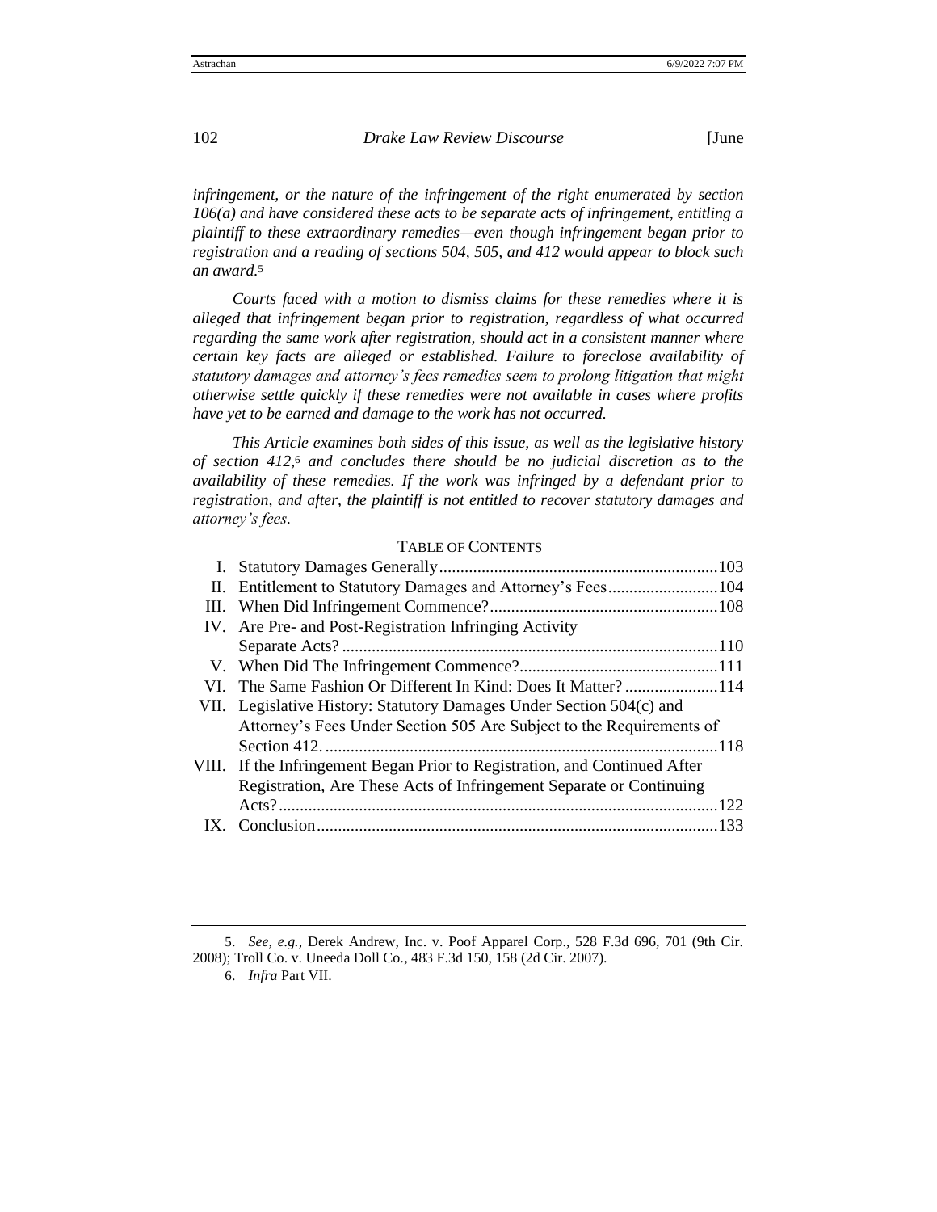*infringement, or the nature of the infringement of the right enumerated by section 106(a) and have considered these acts to be separate acts of infringement, entitling a plaintiff to these extraordinary remedies—even though infringement began prior to registration and a reading of sections 504, 505, and 412 would appear to block such an award.*[5]

*Courts faced with a motion to dismiss claims for these remedies where it is alleged that infringement began prior to registration, regardless of what occurred regarding the same work after registration, should act in a consistent manner where certain key facts are alleged or established. Failure to foreclose availability of statutory damages and attorney's fees remedies seem to prolong litigation that might otherwise settle quickly if these remedies were not available in cases where profits have yet to be earned and damage to the work has not occurred.*

*This Article examines both sides of this issue, as well as the legislative history of section 412,*[6] *and concludes there should be no judicial discretion as to the availability of these remedies. If the work was infringed by a defendant prior to registration, and after, the plaintiff is not entitled to recover statutory damages and attorney's fees.*

TABLE OF CONTENTS

I. Statutory Damages Generally .......... 103
II. Entitlement to Statutory Damages and Attorney's Fees .......... 104
III. When Did Infringement Commence? .......... 108
IV. Are Pre- and Post-Registration Infringing Activity Separate Acts? .......... 110
V. When Did The Infringement Commence? .......... 111
VI. The Same Fashion Or Different In Kind: Does It Matter? .......... 114
VII. Legislative History: Statutory Damages Under Section 504(c) and Attorney's Fees Under Section 505 Are Subject to the Requirements of Section 412. .......... 118
VIII. If the Infringement Began Prior to Registration, and Continued After Registration, Are These Acts of Infringement Separate or Continuing Acts? .......... 122
IX. Conclusion .......... 133

5. *See, e.g.*, Derek Andrew, Inc. v. Poof Apparel Corp., 528 F.3d 696, 701 (9th Cir. 2008); Troll Co. v. Uneeda Doll Co., 483 F.3d 150, 158 (2d Cir. 2007).

6. *Infra* Part VII.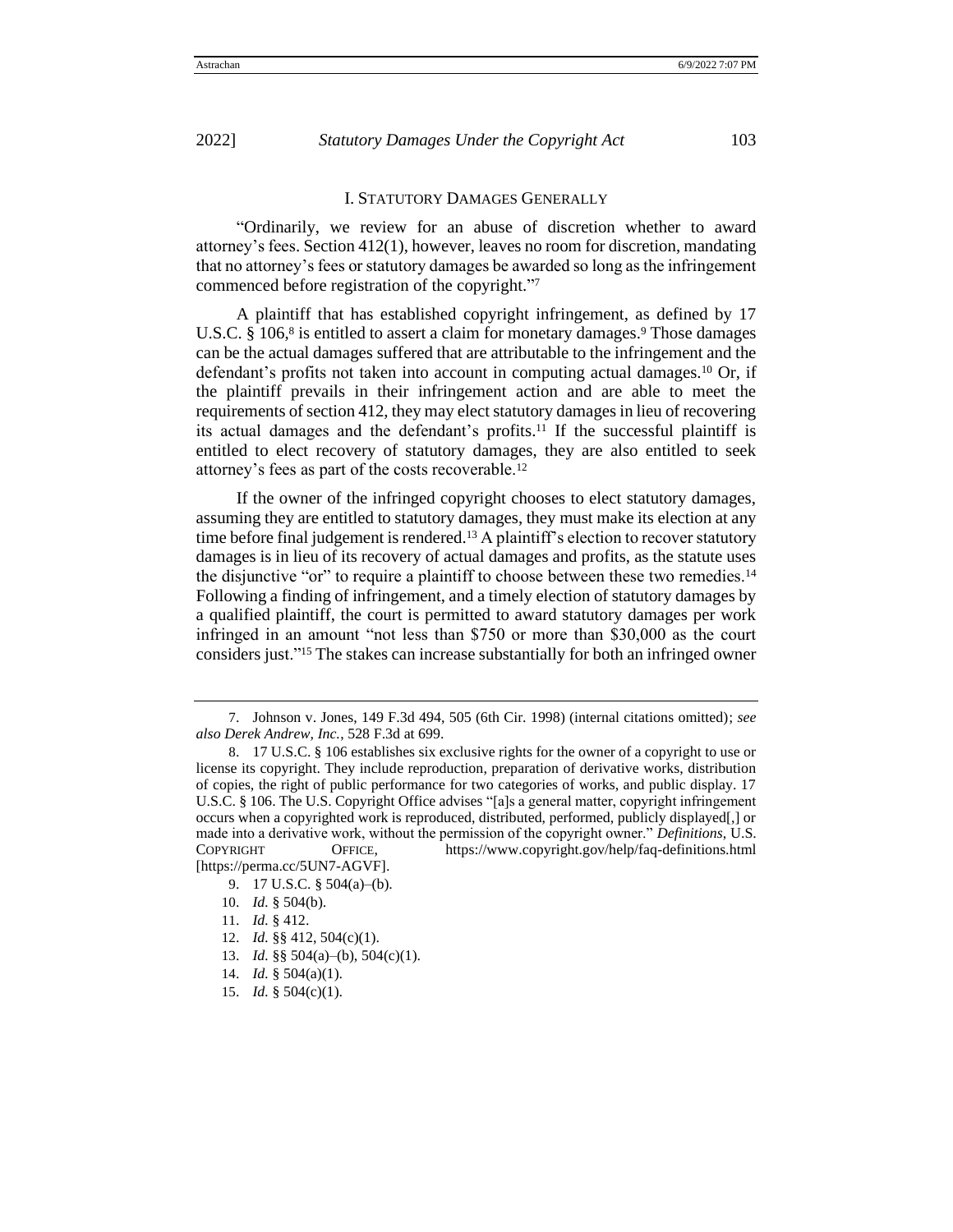## I. Statutory Damages Generally

"Ordinarily, we review for an abuse of discretion whether to award attorney's fees. Section 412(1), however, leaves no room for discretion, mandating that no attorney's fees or statutory damages be awarded so long as the infringement commenced before registration of the copyright."[7]

A plaintiff that has established copyright infringement, as defined by 17 U.S.C. § 106,[8] is entitled to assert a claim for monetary damages.[9] Those damages can be the actual damages suffered that are attributable to the infringement and the defendant's profits not taken into account in computing actual damages.[10] Or, if the plaintiff prevails in their infringement action and are able to meet the requirements of section 412, they may elect statutory damages in lieu of recovering its actual damages and the defendant's profits.[11] If the successful plaintiff is entitled to elect recovery of statutory damages, they are also entitled to seek attorney's fees as part of the costs recoverable.[12]

If the owner of the infringed copyright chooses to elect statutory damages, assuming they are entitled to statutory damages, they must make its election at any time before final judgement is rendered.[13] A plaintiff's election to recover statutory damages is in lieu of its recovery of actual damages and profits, as the statute uses the disjunctive "or" to require a plaintiff to choose between these two remedies.[14] Following a finding of infringement, and a timely election of statutory damages by a qualified plaintiff, the court is permitted to award statutory damages per work infringed in an amount "not less than $750 or more than $30,000 as the court considers just."[15] The stakes can increase substantially for both an infringed owner

---

7. Johnson v. Jones, 149 F.3d 494, 505 (6th Cir. 1998) (internal citations omitted); *see also Derek Andrew, Inc.*, 528 F.3d at 699.

8. 17 U.S.C. § 106 establishes six exclusive rights for the owner of a copyright to use or license its copyright. They include reproduction, preparation of derivative works, distribution of copies, the right of public performance for two categories of works, and public display. 17 U.S.C. § 106. The U.S. Copyright Office advises "[a]s a general matter, copyright infringement occurs when a copyrighted work is reproduced, distributed, performed, publicly displayed[,] or made into a derivative work, without the permission of the copyright owner." *Definitions*, U.S. COPYRIGHT OFFICE, https://www.copyright.gov/help/faq-definitions.html [https://perma.cc/5UN7-AGVF].

9. 17 U.S.C. § 504(a)–(b).

10. *Id.* § 504(b).

11. *Id.* § 412.

12. *Id.* §§ 412, 504(c)(1).

13. *Id.* §§ 504(a)–(b), 504(c)(1).

14. *Id.* § 504(a)(1).

15. *Id.* § 504(c)(1).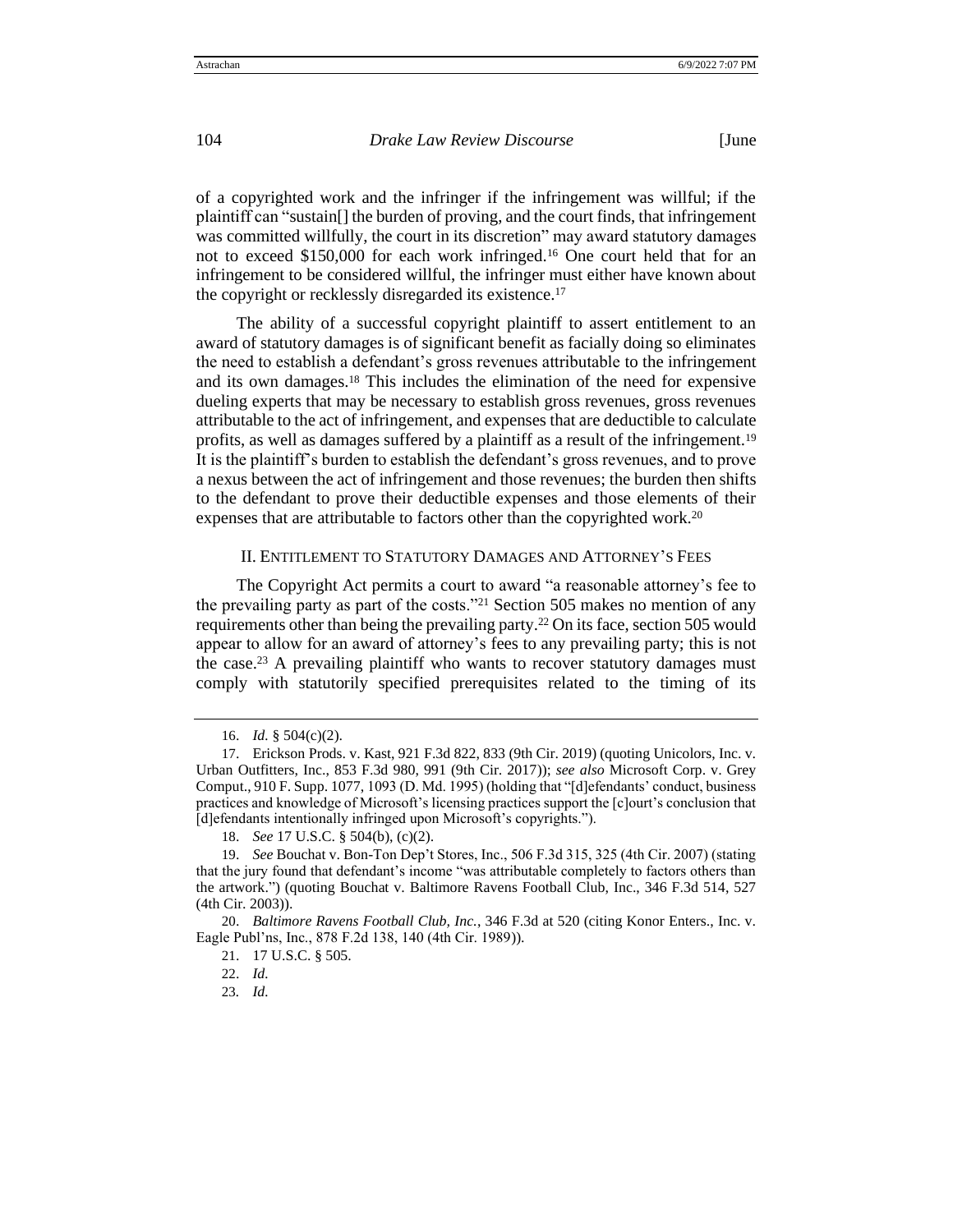of a copyrighted work and the infringer if the infringement was willful; if the plaintiff can "sustain[] the burden of proving, and the court finds, that infringement was committed willfully, the court in its discretion" may award statutory damages not to exceed $150,000 for each work infringed.[16] One court held that for an infringement to be considered willful, the infringer must either have known about the copyright or recklessly disregarded its existence.[17]

The ability of a successful copyright plaintiff to assert entitlement to an award of statutory damages is of significant benefit as facially doing so eliminates the need to establish a defendant's gross revenues attributable to the infringement and its own damages.[18] This includes the elimination of the need for expensive dueling experts that may be necessary to establish gross revenues, gross revenues attributable to the act of infringement, and expenses that are deductible to calculate profits, as well as damages suffered by a plaintiff as a result of the infringement.[19] It is the plaintiff's burden to establish the defendant's gross revenues, and to prove a nexus between the act of infringement and those revenues; the burden then shifts to the defendant to prove their deductible expenses and those elements of their expenses that are attributable to factors other than the copyrighted work.[20]

## II. Entitlement to Statutory Damages and Attorney's Fees

The Copyright Act permits a court to award "a reasonable attorney's fee to the prevailing party as part of the costs."[21] Section 505 makes no mention of any requirements other than being the prevailing party.[22] On its face, section 505 would appear to allow for an award of attorney's fees to any prevailing party; this is not the case.[23] A prevailing plaintiff who wants to recover statutory damages must comply with statutorily specified prerequisites related to the timing of its

---

16. *Id.* § 504(c)(2).

17. Erickson Prods. v. Kast, 921 F.3d 822, 833 (9th Cir. 2019) (quoting Unicolors, Inc. v. Urban Outfitters, Inc., 853 F.3d 980, 991 (9th Cir. 2017)); *see also* Microsoft Corp. v. Grey Comput., 910 F. Supp. 1077, 1093 (D. Md. 1995) (holding that "[d]efendants' conduct, business practices and knowledge of Microsoft's licensing practices support the [c]ourt's conclusion that [d]efendants intentionally infringed upon Microsoft's copyrights.").

18. *See* 17 U.S.C. § 504(b), (c)(2).

19. *See* Bouchat v. Bon-Ton Dep't Stores, Inc., 506 F.3d 315, 325 (4th Cir. 2007) (stating that the jury found that defendant's income "was attributable completely to factors others than the artwork.") (quoting Bouchat v. Baltimore Ravens Football Club, Inc., 346 F.3d 514, 527 (4th Cir. 2003)).

20. *Baltimore Ravens Football Club, Inc.*, 346 F.3d at 520 (citing Konor Enters., Inc. v. Eagle Publ'ns, Inc., 878 F.2d 138, 140 (4th Cir. 1989)).

21. 17 U.S.C. § 505.

22. *Id.*

23. *Id.*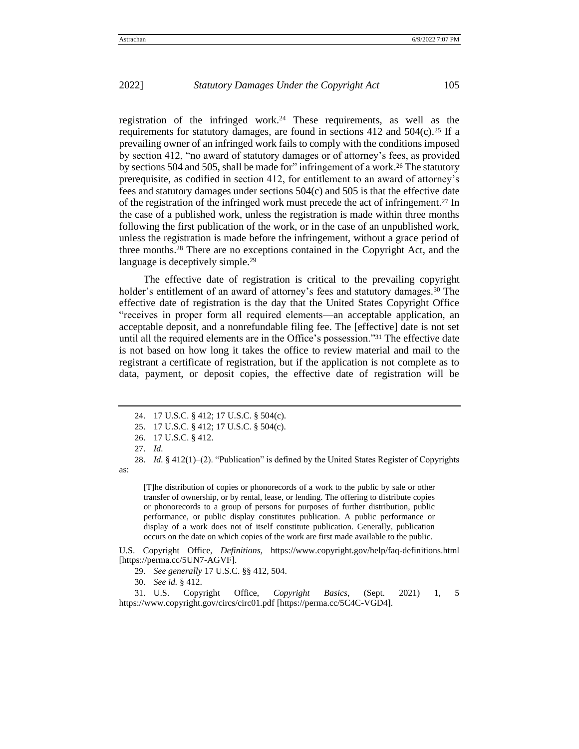registration of the infringed work.[24] These requirements, as well as the requirements for statutory damages, are found in sections 412 and 504(c).[25] If a prevailing owner of an infringed work fails to comply with the conditions imposed by section 412, "no award of statutory damages or of attorney's fees, as provided by sections 504 and 505, shall be made for" infringement of a work.[26] The statutory prerequisite, as codified in section 412, for entitlement to an award of attorney's fees and statutory damages under sections 504(c) and 505 is that the effective date of the registration of the infringed work must precede the act of infringement.[27] In the case of a published work, unless the registration is made within three months following the first publication of the work, or in the case of an unpublished work, unless the registration is made before the infringement, without a grace period of three months.[28] There are no exceptions contained in the Copyright Act, and the language is deceptively simple.[29]

The effective date of registration is critical to the prevailing copyright holder's entitlement of an award of attorney's fees and statutory damages.[30] The effective date of registration is the day that the United States Copyright Office "receives in proper form all required elements—an acceptable application, an acceptable deposit, and a nonrefundable filing fee. The [effective] date is not set until all the required elements are in the Office's possession."[31] The effective date is not based on how long it takes the office to review material and mail to the registrant a certificate of registration, but if the application is not complete as to data, payment, or deposit copies, the effective date of registration will be

---

24. 17 U.S.C. § 412; 17 U.S.C. § 504(c).

25. 17 U.S.C. § 412; 17 U.S.C. § 504(c).

26. 17 U.S.C. § 412.

27. *Id.*

28. *Id.* § 412(1)–(2). "Publication" is defined by the United States Register of Copyrights as:

> [T]he distribution of copies or phonorecords of a work to the public by sale or other transfer of ownership, or by rental, lease, or lending. The offering to distribute copies or phonorecords to a group of persons for purposes of further distribution, public performance, or public display constitutes publication. A public performance or display of a work does not of itself constitute publication. Generally, publication occurs on the date on which copies of the work are first made available to the public.

U.S. Copyright Office, *Definitions*, https://www.copyright.gov/help/faq-definitions.html [https://perma.cc/5UN7-AGVF].

29. *See generally* 17 U.S.C. §§ 412, 504.

30. *See id.* § 412.

31. U.S. Copyright Office, *Copyright Basics*, (Sept. 2021) 1, 5 https://www.copyright.gov/circs/circ01.pdf [https://perma.cc/5C4C-VGD4].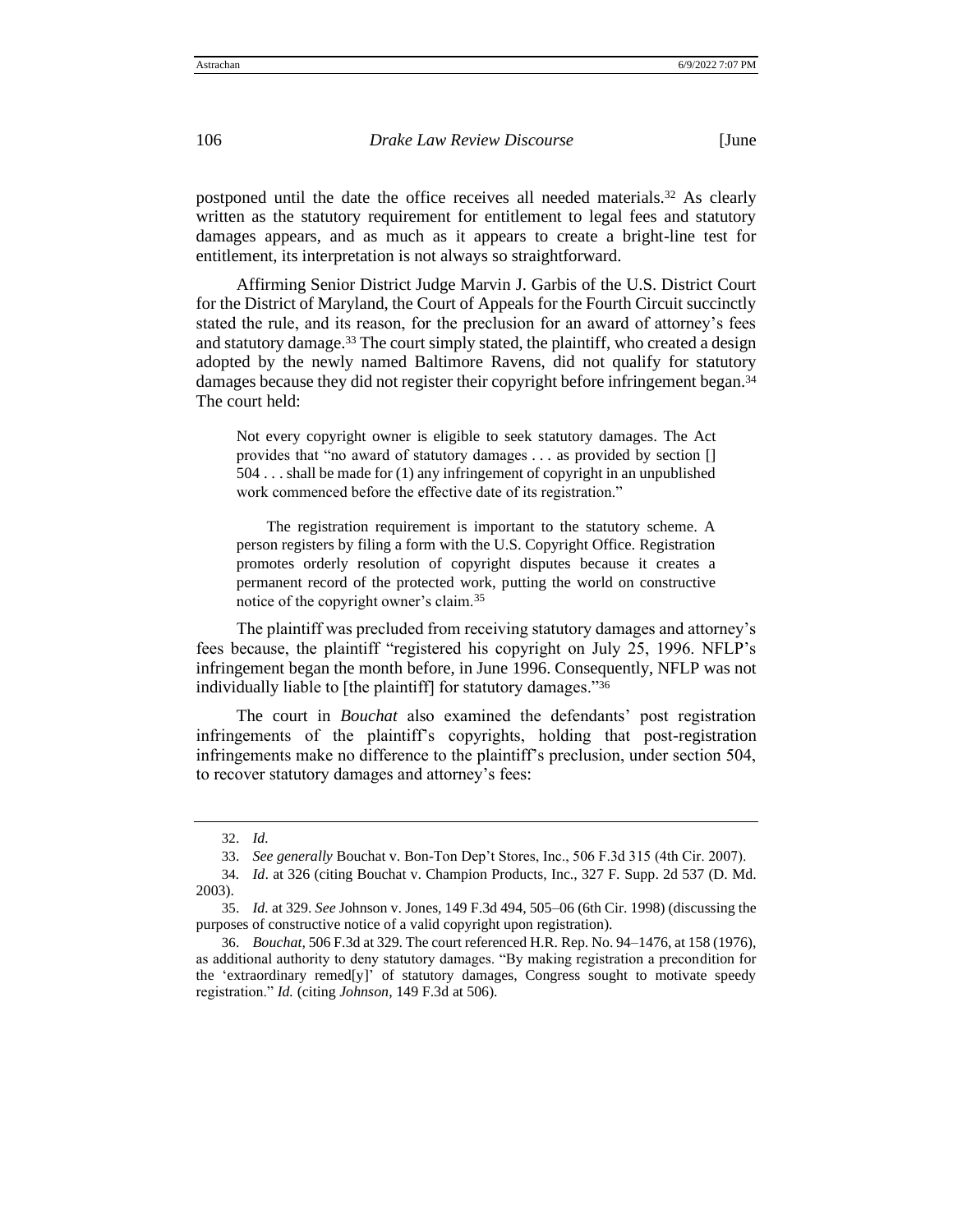postponed until the date the office receives all needed materials.[32] As clearly written as the statutory requirement for entitlement to legal fees and statutory damages appears, and as much as it appears to create a bright-line test for entitlement, its interpretation is not always so straightforward.

Affirming Senior District Judge Marvin J. Garbis of the U.S. District Court for the District of Maryland, the Court of Appeals for the Fourth Circuit succinctly stated the rule, and its reason, for the preclusion for an award of attorney's fees and statutory damage.[33] The court simply stated, the plaintiff, who created a design adopted by the newly named Baltimore Ravens, did not qualify for statutory damages because they did not register their copyright before infringement began.[34] The court held:

> Not every copyright owner is eligible to seek statutory damages. The Act provides that "no award of statutory damages . . . as provided by section [] 504 . . . shall be made for (1) any infringement of copyright in an unpublished work commenced before the effective date of its registration."
>
> The registration requirement is important to the statutory scheme. A person registers by filing a form with the U.S. Copyright Office. Registration promotes orderly resolution of copyright disputes because it creates a permanent record of the protected work, putting the world on constructive notice of the copyright owner's claim.[35]

The plaintiff was precluded from receiving statutory damages and attorney's fees because, the plaintiff "registered his copyright on July 25, 1996. NFLP's infringement began the month before, in June 1996. Consequently, NFLP was not individually liable to [the plaintiff] for statutory damages."[36]

The court in *Bouchat* also examined the defendants' post registration infringements of the plaintiff's copyrights, holding that post-registration infringements make no difference to the plaintiff's preclusion, under section 504, to recover statutory damages and attorney's fees:

---

32. *Id*.

33. *See generally* Bouchat v. Bon-Ton Dep't Stores, Inc., 506 F.3d 315 (4th Cir. 2007).

34. *Id*. at 326 (citing Bouchat v. Champion Products, Inc., 327 F. Supp. 2d 537 (D. Md. 2003).

35. *Id.* at 329. *See* Johnson v. Jones, 149 F.3d 494, 505–06 (6th Cir. 1998) (discussing the purposes of constructive notice of a valid copyright upon registration).

36. *Bouchat,* 506 F.3d at 329. The court referenced H.R. Rep. No. 94–1476, at 158 (1976), as additional authority to deny statutory damages. "By making registration a precondition for the 'extraordinary remed[y]' of statutory damages, Congress sought to motivate speedy registration." *Id.* (citing *Johnson*, 149 F.3d at 506).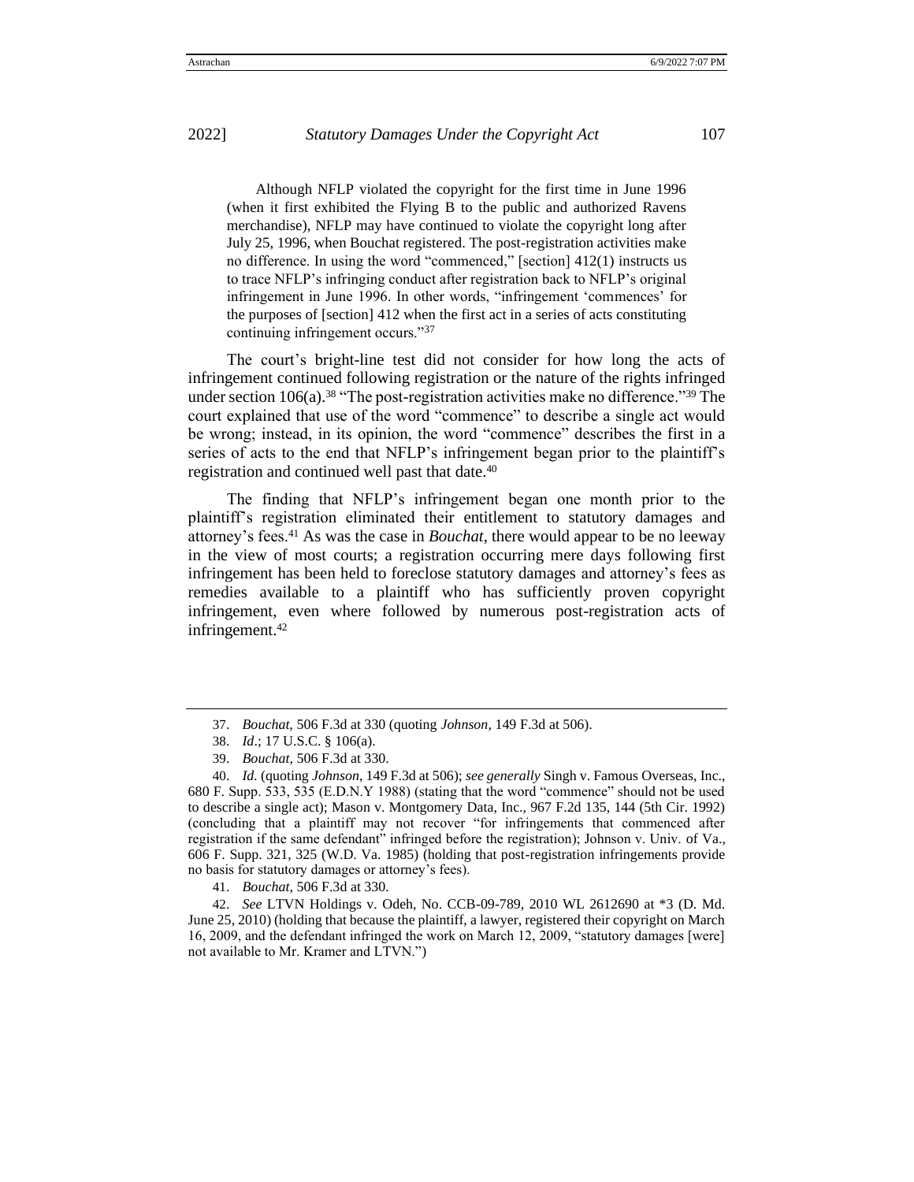> Although NFLP violated the copyright for the first time in June 1996 (when it first exhibited the Flying B to the public and authorized Ravens merchandise), NFLP may have continued to violate the copyright long after July 25, 1996, when Bouchat registered. The post-registration activities make no difference. In using the word "commenced," [section] 412(1) instructs us to trace NFLP's infringing conduct after registration back to NFLP's original infringement in June 1996. In other words, "infringement 'commences' for the purposes of [section] 412 when the first act in a series of acts constituting continuing infringement occurs."[37]

The court's bright-line test did not consider for how long the acts of infringement continued following registration or the nature of the rights infringed under section 106(a).[38] "The post-registration activities make no difference."[39] The court explained that use of the word "commence" to describe a single act would be wrong; instead, in its opinion, the word "commence" describes the first in a series of acts to the end that NFLP's infringement began prior to the plaintiff's registration and continued well past that date.[40]

The finding that NFLP's infringement began one month prior to the plaintiff's registration eliminated their entitlement to statutory damages and attorney's fees.[41] As was the case in *Bouchat*, there would appear to be no leeway in the view of most courts; a registration occurring mere days following first infringement has been held to foreclose statutory damages and attorney's fees as remedies available to a plaintiff who has sufficiently proven copyright infringement, even where followed by numerous post-registration acts of infringement.[42]

---

37. *Bouchat*, 506 F.3d at 330 (quoting *Johnson*, 149 F.3d at 506).

38. *Id*.; 17 U.S.C. § 106(a).

39. *Bouchat*, 506 F.3d at 330.

40. *Id*. (quoting *Johnson*, 149 F.3d at 506); *see generally* Singh v. Famous Overseas, Inc., 680 F. Supp. 533, 535 (E.D.N.Y 1988) (stating that the word "commence" should not be used to describe a single act); Mason v. Montgomery Data, Inc., 967 F.2d 135, 144 (5th Cir. 1992) (concluding that a plaintiff may not recover "for infringements that commenced after registration if the same defendant" infringed before the registration); Johnson v. Univ. of Va., 606 F. Supp. 321, 325 (W.D. Va. 1985) (holding that post-registration infringements provide no basis for statutory damages or attorney's fees).

41. *Bouchat*, 506 F.3d at 330.

42. *See* LTVN Holdings v. Odeh, No. CCB-09-789, 2010 WL 2612690 at *3 (D. Md. June 25, 2010) (holding that because the plaintiff, a lawyer, registered their copyright on March 16, 2009, and the defendant infringed the work on March 12, 2009, "statutory damages [were] not available to Mr. Kramer and LTVN.")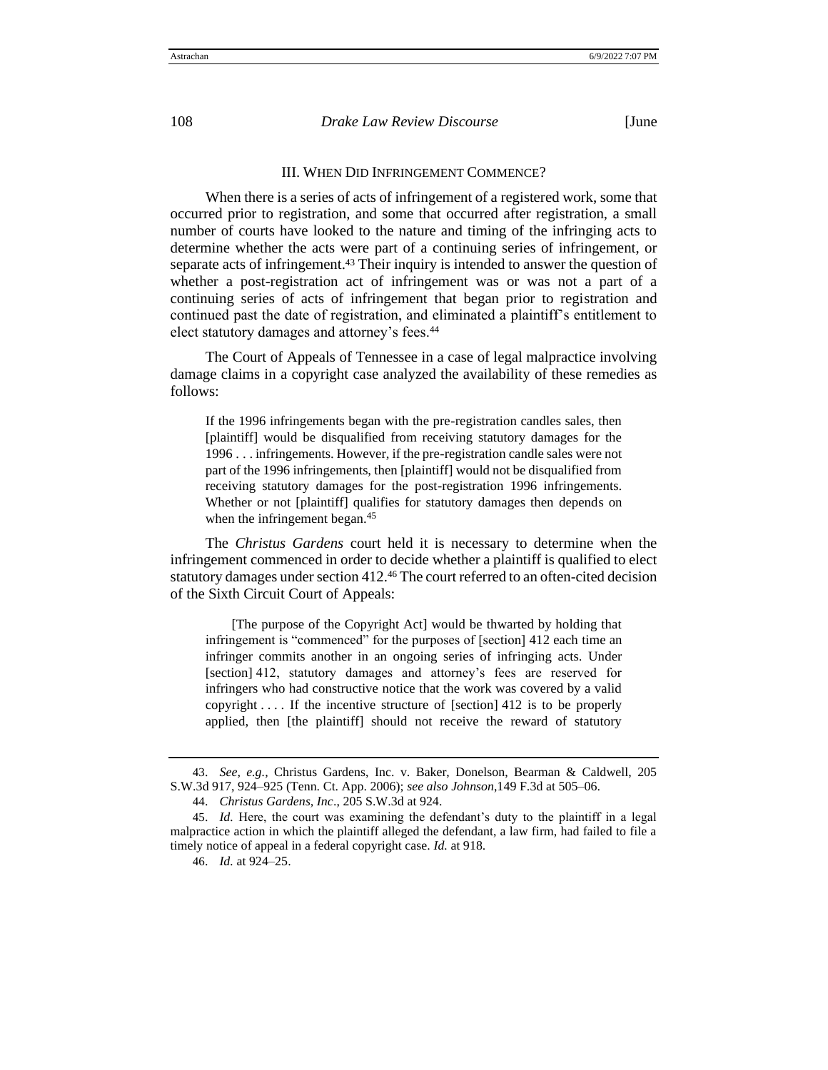## III. When Did Infringement Commence?

When there is a series of acts of infringement of a registered work, some that occurred prior to registration, and some that occurred after registration, a small number of courts have looked to the nature and timing of the infringing acts to determine whether the acts were part of a continuing series of infringement, or separate acts of infringement.[43] Their inquiry is intended to answer the question of whether a post-registration act of infringement was or was not a part of a continuing series of acts of infringement that began prior to registration and continued past the date of registration, and eliminated a plaintiff's entitlement to elect statutory damages and attorney's fees.[44]

The Court of Appeals of Tennessee in a case of legal malpractice involving damage claims in a copyright case analyzed the availability of these remedies as follows:

> If the 1996 infringements began with the pre-registration candles sales, then [plaintiff] would be disqualified from receiving statutory damages for the 1996 . . . infringements. However, if the pre-registration candle sales were not part of the 1996 infringements, then [plaintiff] would not be disqualified from receiving statutory damages for the post-registration 1996 infringements. Whether or not [plaintiff] qualifies for statutory damages then depends on when the infringement began.[45]

The *Christus Gardens* court held it is necessary to determine when the infringement commenced in order to decide whether a plaintiff is qualified to elect statutory damages under section 412.[46] The court referred to an often-cited decision of the Sixth Circuit Court of Appeals:

> [The purpose of the Copyright Act] would be thwarted by holding that infringement is "commenced" for the purposes of [section] 412 each time an infringer commits another in an ongoing series of infringing acts. Under [section] 412, statutory damages and attorney's fees are reserved for infringers who had constructive notice that the work was covered by a valid copyright . . . . If the incentive structure of [section] 412 is to be properly applied, then [the plaintiff] should not receive the reward of statutory

---

43. *See, e.g.*, Christus Gardens, Inc. v. Baker, Donelson, Bearman & Caldwell, 205 S.W.3d 917, 924–925 (Tenn. Ct. App. 2006); *see also Johnson*,149 F.3d at 505–06.

44. *Christus Gardens, Inc*., 205 S.W.3d at 924.

45. *Id*. Here, the court was examining the defendant's duty to the plaintiff in a legal malpractice action in which the plaintiff alleged the defendant, a law firm, had failed to file a timely notice of appeal in a federal copyright case. *Id.* at 918.

46. *Id.* at 924–25.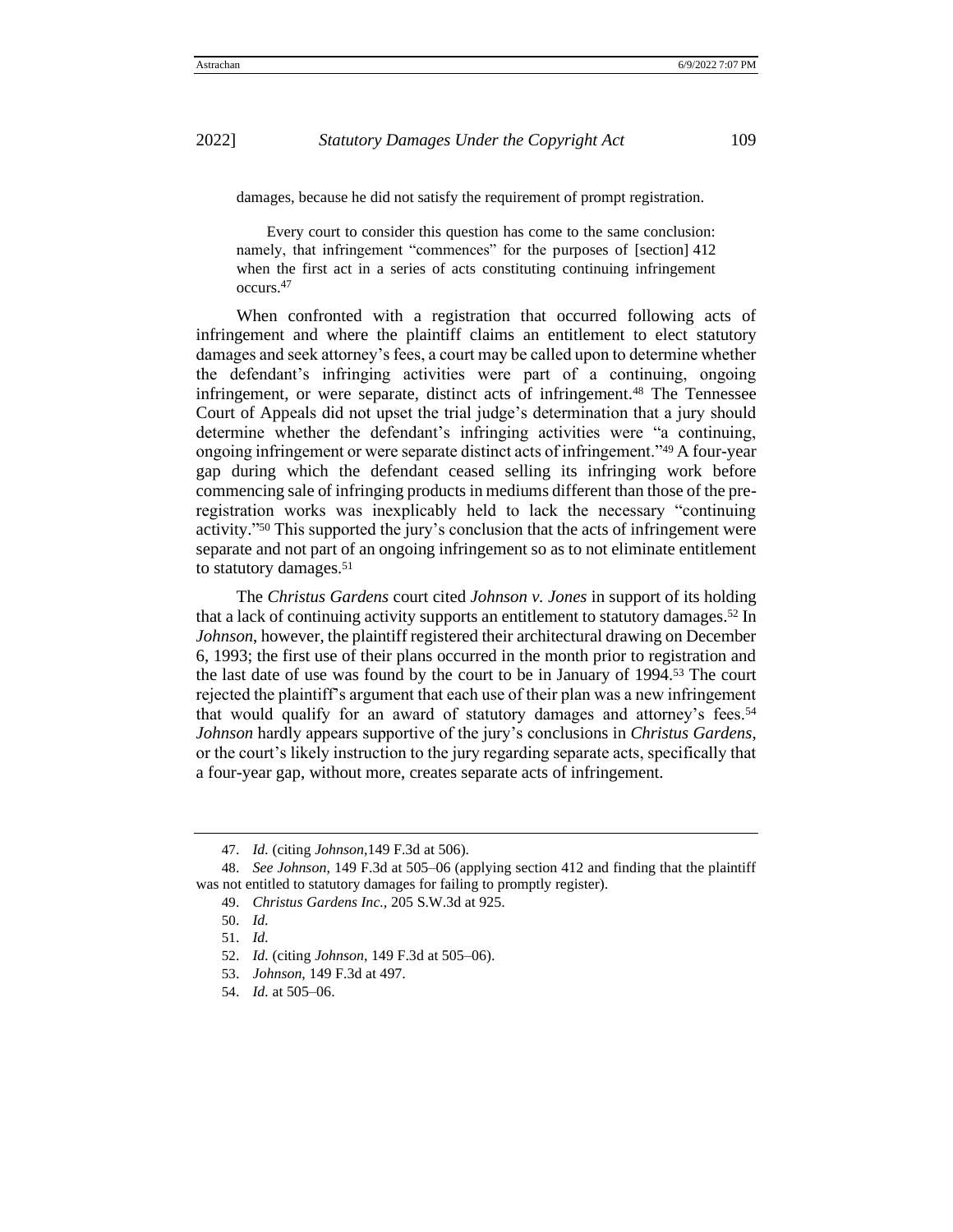damages, because he did not satisfy the requirement of prompt registration.

> Every court to consider this question has come to the same conclusion: namely, that infringement "commences" for the purposes of [section] 412 when the first act in a series of acts constituting continuing infringement occurs.[47]

When confronted with a registration that occurred following acts of infringement and where the plaintiff claims an entitlement to elect statutory damages and seek attorney's fees, a court may be called upon to determine whether the defendant's infringing activities were part of a continuing, ongoing infringement, or were separate, distinct acts of infringement.[48] The Tennessee Court of Appeals did not upset the trial judge's determination that a jury should determine whether the defendant's infringing activities were "a continuing, ongoing infringement or were separate distinct acts of infringement."[49] A four-year gap during which the defendant ceased selling its infringing work before commencing sale of infringing products in mediums different than those of the pre-registration works was inexplicably held to lack the necessary "continuing activity."[50] This supported the jury's conclusion that the acts of infringement were separate and not part of an ongoing infringement so as to not eliminate entitlement to statutory damages.[51]

The *Christus Gardens* court cited *Johnson v. Jones* in support of its holding that a lack of continuing activity supports an entitlement to statutory damages.[52] In *Johnson*, however, the plaintiff registered their architectural drawing on December 6, 1993; the first use of their plans occurred in the month prior to registration and the last date of use was found by the court to be in January of 1994.[53] The court rejected the plaintiff's argument that each use of their plan was a new infringement that would qualify for an award of statutory damages and attorney's fees.[54] *Johnson* hardly appears supportive of the jury's conclusions in *Christus Gardens*, or the court's likely instruction to the jury regarding separate acts, specifically that a four-year gap, without more, creates separate acts of infringement.

---

47. *Id.* (citing *Johnson*,149 F.3d at 506).

48. *See Johnson*, 149 F.3d at 505–06 (applying section 412 and finding that the plaintiff was not entitled to statutory damages for failing to promptly register).

49. *Christus Gardens Inc.*, 205 S.W.3d at 925.

50. *Id.*

51. *Id.*

52. *Id.* (citing *Johnson*, 149 F.3d at 505–06).

53. *Johnson*, 149 F.3d at 497.

54. *Id.* at 505–06.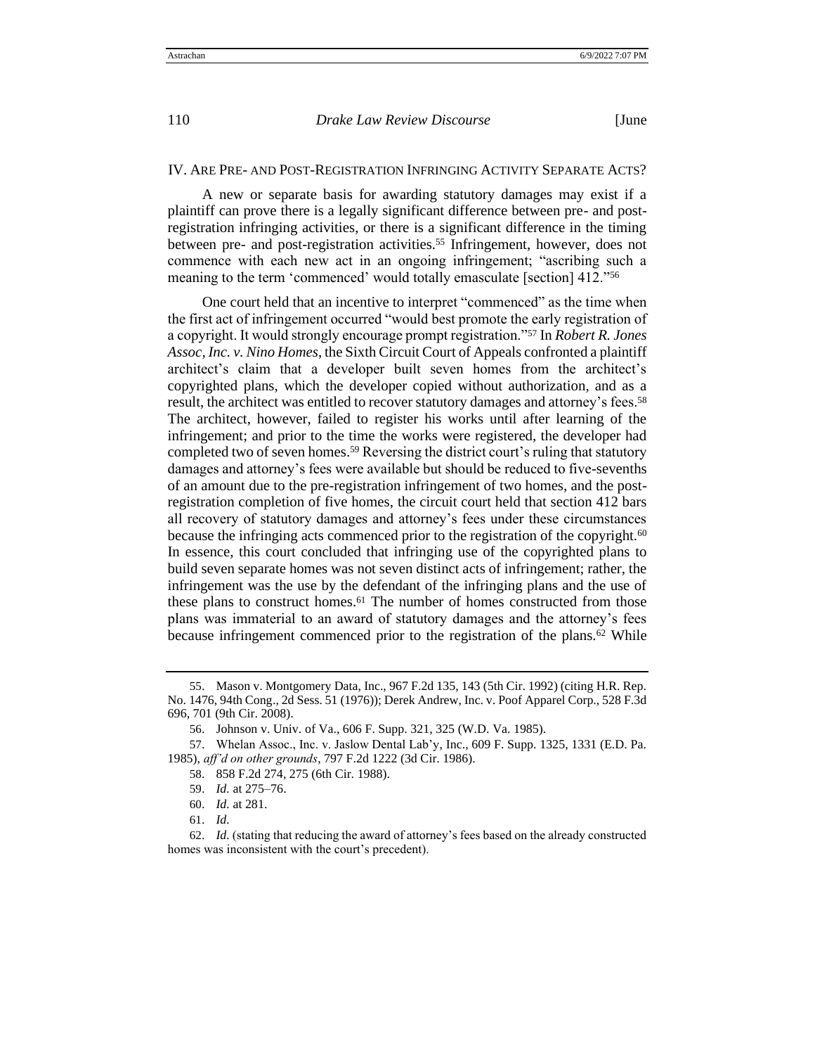## IV. Are Pre- and Post-Registration Infringing Activity Separate Acts?

A new or separate basis for awarding statutory damages may exist if a plaintiff can prove there is a legally significant difference between pre- and post-registration infringing activities, or there is a significant difference in the timing between pre- and post-registration activities.[55] Infringement, however, does not commence with each new act in an ongoing infringement; "ascribing such a meaning to the term 'commenced' would totally emasculate [section] 412."[56]

One court held that an incentive to interpret "commenced" as the time when the first act of infringement occurred "would best promote the early registration of a copyright. It would strongly encourage prompt registration."[57] In *Robert R. Jones Assoc, Inc. v. Nino Homes*, the Sixth Circuit Court of Appeals confronted a plaintiff architect's claim that a developer built seven homes from the architect's copyrighted plans, which the developer copied without authorization, and as a result, the architect was entitled to recover statutory damages and attorney's fees.[58] The architect, however, failed to register his works until after learning of the infringement; and prior to the time the works were registered, the developer had completed two of seven homes.[59] Reversing the district court's ruling that statutory damages and attorney's fees were available but should be reduced to five-sevenths of an amount due to the pre-registration infringement of two homes, and the post-registration completion of five homes, the circuit court held that section 412 bars all recovery of statutory damages and attorney's fees under these circumstances because the infringing acts commenced prior to the registration of the copyright.[60] In essence, this court concluded that infringing use of the copyrighted plans to build seven separate homes was not seven distinct acts of infringement; rather, the infringement was the use by the defendant of the infringing plans and the use of these plans to construct homes.[61] The number of homes constructed from those plans was immaterial to an award of statutory damages and the attorney's fees because infringement commenced prior to the registration of the plans.[62] While

---

55. Mason v. Montgomery Data, Inc., 967 F.2d 135, 143 (5th Cir. 1992) (citing H.R. Rep. No. 1476, 94th Cong., 2d Sess. 51 (1976)); Derek Andrew, Inc. v. Poof Apparel Corp., 528 F.3d 696, 701 (9th Cir. 2008).

56. Johnson v. Univ. of Va., 606 F. Supp. 321, 325 (W.D. Va. 1985).

57. Whelan Assoc., Inc. v. Jaslow Dental Lab'y, Inc., 609 F. Supp. 1325, 1331 (E.D. Pa. 1985), *aff'd on other grounds*, 797 F.2d 1222 (3d Cir. 1986).

58. 858 F.2d 274, 275 (6th Cir. 1988).

59. *Id.* at 275–76.

60. *Id.* at 281.

61. *Id.*

62. *Id.* (stating that reducing the award of attorney's fees based on the already constructed homes was inconsistent with the court's precedent).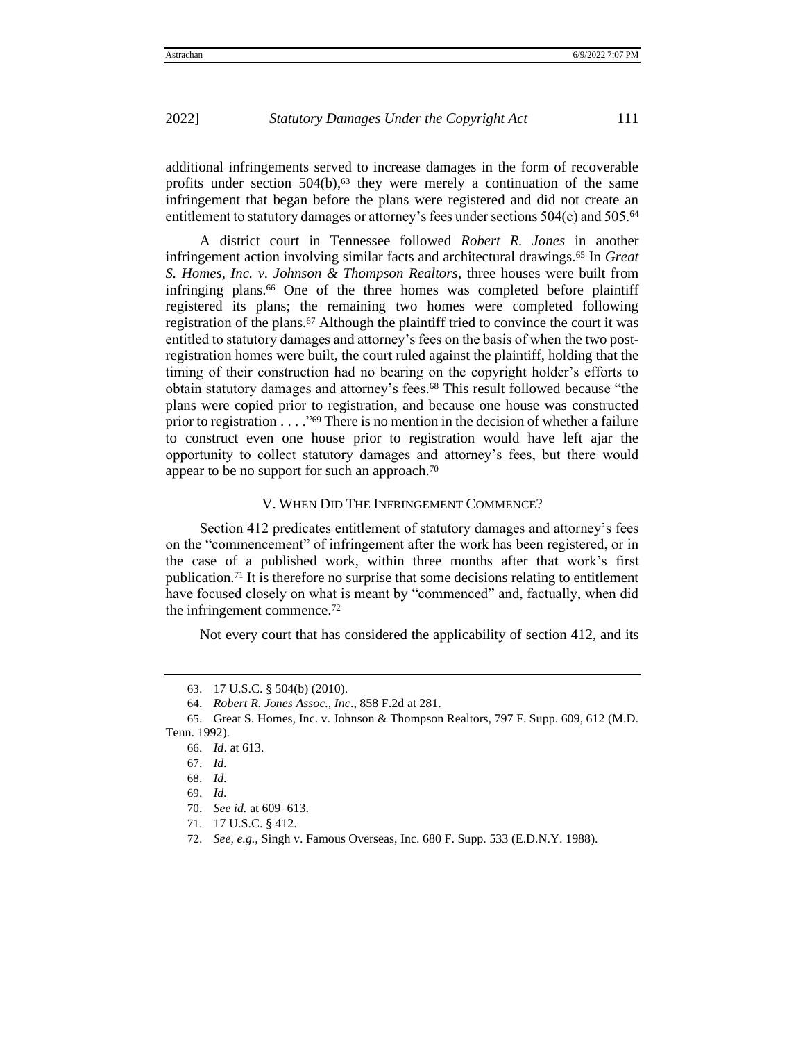additional infringements served to increase damages in the form of recoverable profits under section 504(b),[63] they were merely a continuation of the same infringement that began before the plans were registered and did not create an entitlement to statutory damages or attorney's fees under sections 504(c) and 505.[64]

A district court in Tennessee followed *Robert R. Jones* in another infringement action involving similar facts and architectural drawings.[65] In *Great S. Homes, Inc. v. Johnson & Thompson Realtors*, three houses were built from infringing plans.[66] One of the three homes was completed before plaintiff registered its plans; the remaining two homes were completed following registration of the plans.[67] Although the plaintiff tried to convince the court it was entitled to statutory damages and attorney's fees on the basis of when the two post-registration homes were built, the court ruled against the plaintiff, holding that the timing of their construction had no bearing on the copyright holder's efforts to obtain statutory damages and attorney's fees.[68] This result followed because "the plans were copied prior to registration, and because one house was constructed prior to registration . . . ."[69] There is no mention in the decision of whether a failure to construct even one house prior to registration would have left ajar the opportunity to collect statutory damages and attorney's fees, but there would appear to be no support for such an approach.[70]

## V. When Did The Infringement Commence?

Section 412 predicates entitlement of statutory damages and attorney's fees on the "commencement" of infringement after the work has been registered, or in the case of a published work, within three months after that work's first publication.[71] It is therefore no surprise that some decisions relating to entitlement have focused closely on what is meant by "commenced" and, factually, when did the infringement commence.[72]

Not every court that has considered the applicability of section 412, and its

---

63. 17 U.S.C. § 504(b) (2010).

64. *Robert R. Jones Assoc., Inc*., 858 F.2d at 281.

65. Great S. Homes, Inc. v. Johnson & Thompson Realtors, 797 F. Supp. 609, 612 (M.D. Tenn. 1992).

66. *Id*. at 613.

67. *Id.*

68. *Id.*

69. *Id.*

70. *See id.* at 609–613.

71. 17 U.S.C. § 412.

72. *See, e.g.,* Singh v. Famous Overseas, Inc. 680 F. Supp. 533 (E.D.N.Y. 1988).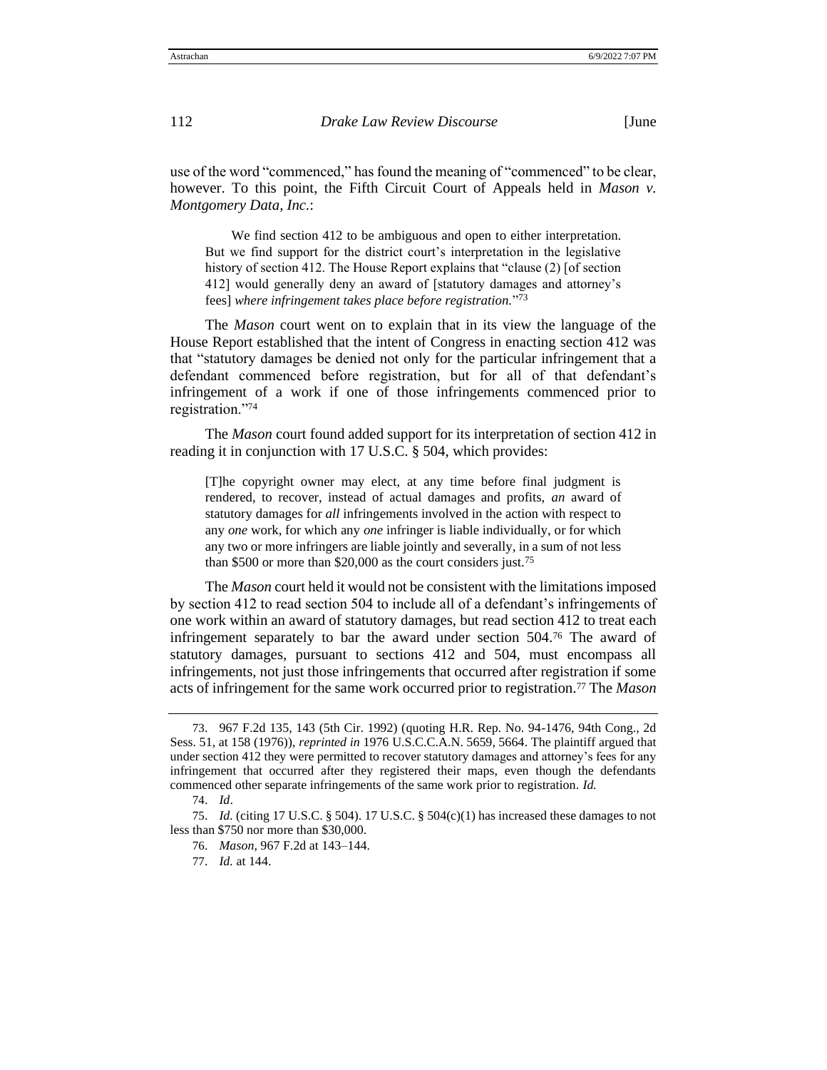use of the word "commenced," has found the meaning of "commenced" to be clear, however. To this point, the Fifth Circuit Court of Appeals held in *Mason v. Montgomery Data, Inc.*:

> We find section 412 to be ambiguous and open to either interpretation. But we find support for the district court's interpretation in the legislative history of section 412. The House Report explains that "clause (2) [of section 412] would generally deny an award of [statutory damages and attorney's fees] *where infringement takes place before registration.*"[73]

The *Mason* court went on to explain that in its view the language of the House Report established that the intent of Congress in enacting section 412 was that "statutory damages be denied not only for the particular infringement that a defendant commenced before registration, but for all of that defendant's infringement of a work if one of those infringements commenced prior to registration."[74]

The *Mason* court found added support for its interpretation of section 412 in reading it in conjunction with 17 U.S.C. § 504, which provides:

> [T]he copyright owner may elect, at any time before final judgment is rendered, to recover, instead of actual damages and profits, *an* award of statutory damages for *all* infringements involved in the action with respect to any *one* work, for which any *one* infringer is liable individually, or for which any two or more infringers are liable jointly and severally, in a sum of not less than $500 or more than $20,000 as the court considers just.[75]

The *Mason* court held it would not be consistent with the limitations imposed by section 412 to read section 504 to include all of a defendant's infringements of one work within an award of statutory damages, but read section 412 to treat each infringement separately to bar the award under section 504.[76] The award of statutory damages, pursuant to sections 412 and 504, must encompass all infringements, not just those infringements that occurred after registration if some acts of infringement for the same work occurred prior to registration.[77] The *Mason*

---

73. 967 F.2d 135, 143 (5th Cir. 1992) (quoting H.R. Rep. No. 94-1476, 94th Cong., 2d Sess. 51, at 158 (1976)), *reprinted in* 1976 U.S.C.C.A.N. 5659, 5664. The plaintiff argued that under section 412 they were permitted to recover statutory damages and attorney's fees for any infringement that occurred after they registered their maps, even though the defendants commenced other separate infringements of the same work prior to registration. *Id.*

74. *Id*.

75. *Id.* (citing 17 U.S.C. § 504). 17 U.S.C. § 504(c)(1) has increased these damages to not less than $750 nor more than $30,000.

76. *Mason*, 967 F.2d at 143–144.

77. *Id.* at 144.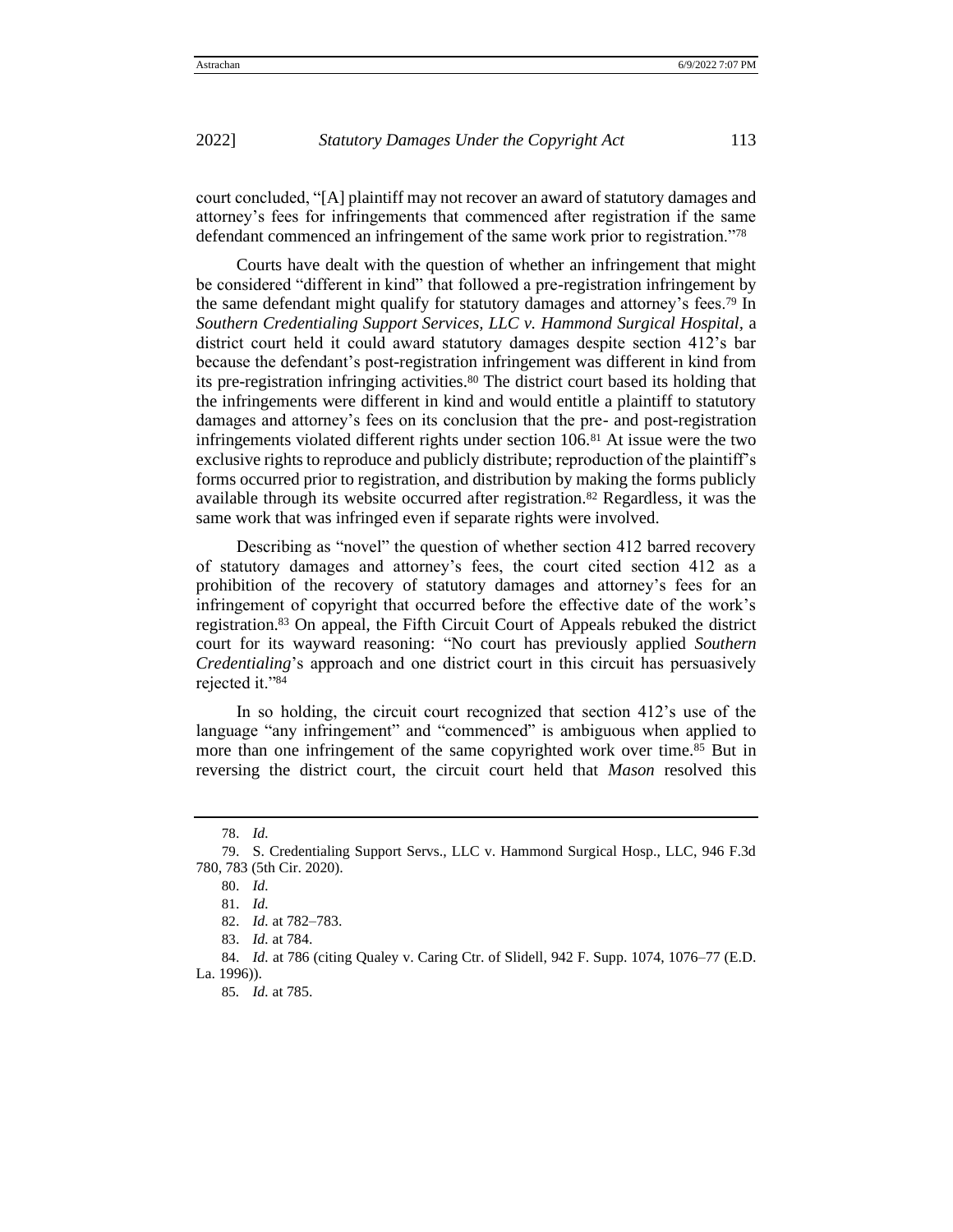court concluded, "[A] plaintiff may not recover an award of statutory damages and attorney's fees for infringements that commenced after registration if the same defendant commenced an infringement of the same work prior to registration."[78]

Courts have dealt with the question of whether an infringement that might be considered "different in kind" that followed a pre-registration infringement by the same defendant might qualify for statutory damages and attorney's fees.[79] In *Southern Credentialing Support Services, LLC v. Hammond Surgical Hospital*, a district court held it could award statutory damages despite section 412's bar because the defendant's post-registration infringement was different in kind from its pre-registration infringing activities.[80] The district court based its holding that the infringements were different in kind and would entitle a plaintiff to statutory damages and attorney's fees on its conclusion that the pre- and post-registration infringements violated different rights under section 106.[81] At issue were the two exclusive rights to reproduce and publicly distribute; reproduction of the plaintiff's forms occurred prior to registration, and distribution by making the forms publicly available through its website occurred after registration.[82] Regardless, it was the same work that was infringed even if separate rights were involved.

Describing as "novel" the question of whether section 412 barred recovery of statutory damages and attorney's fees, the court cited section 412 as a prohibition of the recovery of statutory damages and attorney's fees for an infringement of copyright that occurred before the effective date of the work's registration.[83] On appeal, the Fifth Circuit Court of Appeals rebuked the district court for its wayward reasoning: "No court has previously applied *Southern Credentialing*'s approach and one district court in this circuit has persuasively rejected it."[84]

In so holding, the circuit court recognized that section 412's use of the language "any infringement" and "commenced" is ambiguous when applied to more than one infringement of the same copyrighted work over time.[85] But in reversing the district court, the circuit court held that *Mason* resolved this

---

78. *Id.*

79. S. Credentialing Support Servs., LLC v. Hammond Surgical Hosp., LLC, 946 F.3d 780, 783 (5th Cir. 2020).

80. *Id.*

81. *Id.*

82. *Id.* at 782–783.

83. *Id.* at 784.

84. *Id.* at 786 (citing Qualey v. Caring Ctr. of Slidell, 942 F. Supp. 1074, 1076–77 (E.D. La. 1996)).

85. *Id.* at 785.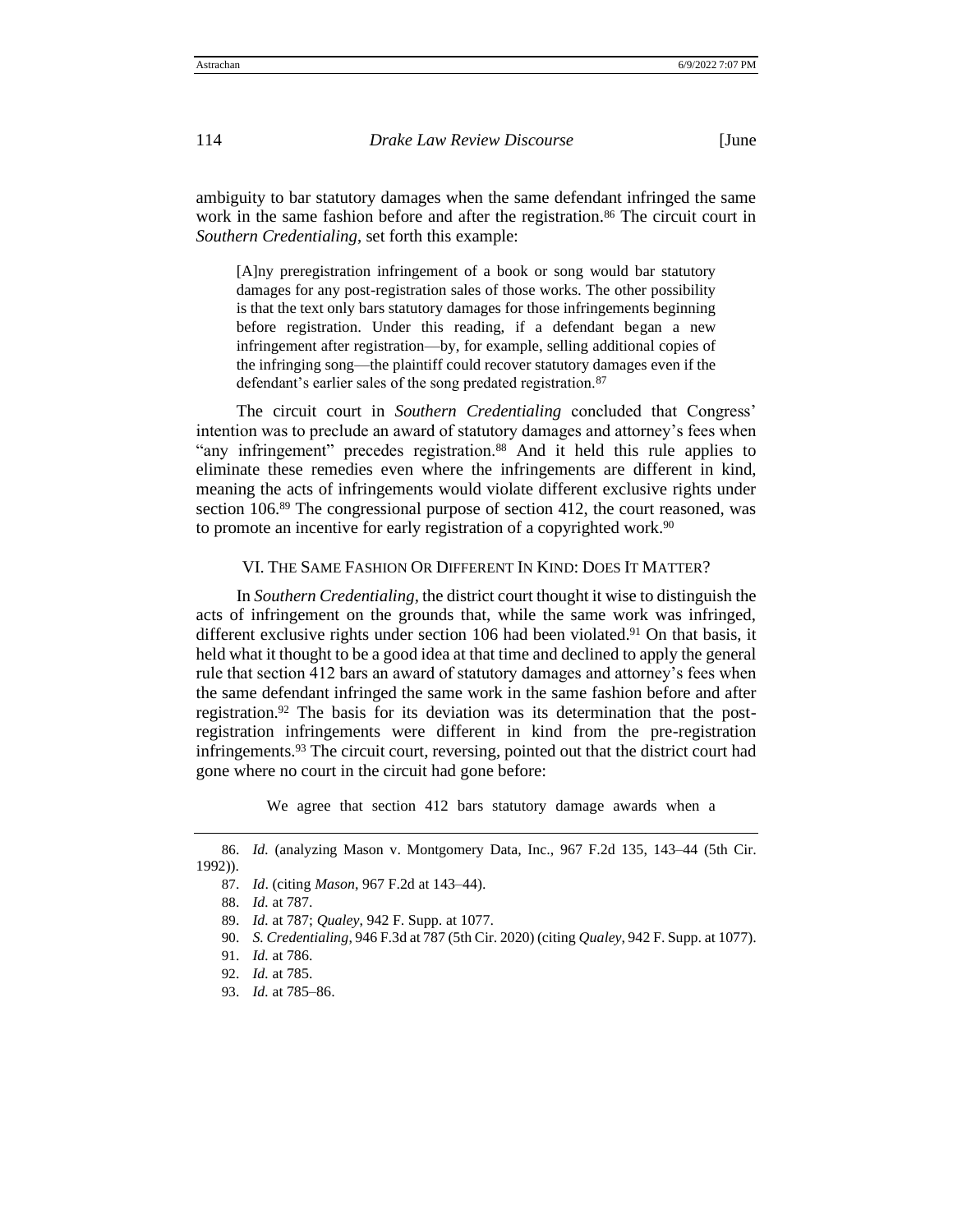ambiguity to bar statutory damages when the same defendant infringed the same work in the same fashion before and after the registration.[86] The circuit court in *Southern Credentialing*, set forth this example:

> [A]ny preregistration infringement of a book or song would bar statutory damages for any post-registration sales of those works. The other possibility is that the text only bars statutory damages for those infringements beginning before registration. Under this reading, if a defendant began a new infringement after registration—by, for example, selling additional copies of the infringing song—the plaintiff could recover statutory damages even if the defendant's earlier sales of the song predated registration.[87]

The circuit court in *Southern Credentialing* concluded that Congress' intention was to preclude an award of statutory damages and attorney's fees when "any infringement" precedes registration.[88] And it held this rule applies to eliminate these remedies even where the infringements are different in kind, meaning the acts of infringements would violate different exclusive rights under section 106.[89] The congressional purpose of section 412, the court reasoned, was to promote an incentive for early registration of a copyrighted work.[90]

## VI. The Same Fashion Or Different In Kind: Does It Matter?

In *Southern Credentialing*, the district court thought it wise to distinguish the acts of infringement on the grounds that, while the same work was infringed, different exclusive rights under section 106 had been violated.[91] On that basis, it held what it thought to be a good idea at that time and declined to apply the general rule that section 412 bars an award of statutory damages and attorney's fees when the same defendant infringed the same work in the same fashion before and after registration.[92] The basis for its deviation was its determination that the post-registration infringements were different in kind from the pre-registration infringements.[93] The circuit court, reversing, pointed out that the district court had gone where no court in the circuit had gone before:

> We agree that section 412 bars statutory damage awards when a

---

86. *Id.* (analyzing Mason v. Montgomery Data, Inc., 967 F.2d 135, 143–44 (5th Cir. 1992)).

87. *Id*. (citing *Mason*, 967 F.2d at 143–44).

88. *Id.* at 787.

89. *Id.* at 787; *Qualey*, 942 F. Supp. at 1077.

90. *S. Credentialing*, 946 F.3d at 787 (5th Cir. 2020) (citing *Qualey*, 942 F. Supp. at 1077).

91. *Id.* at 786.

92. *Id.* at 785.

93. *Id.* at 785–86.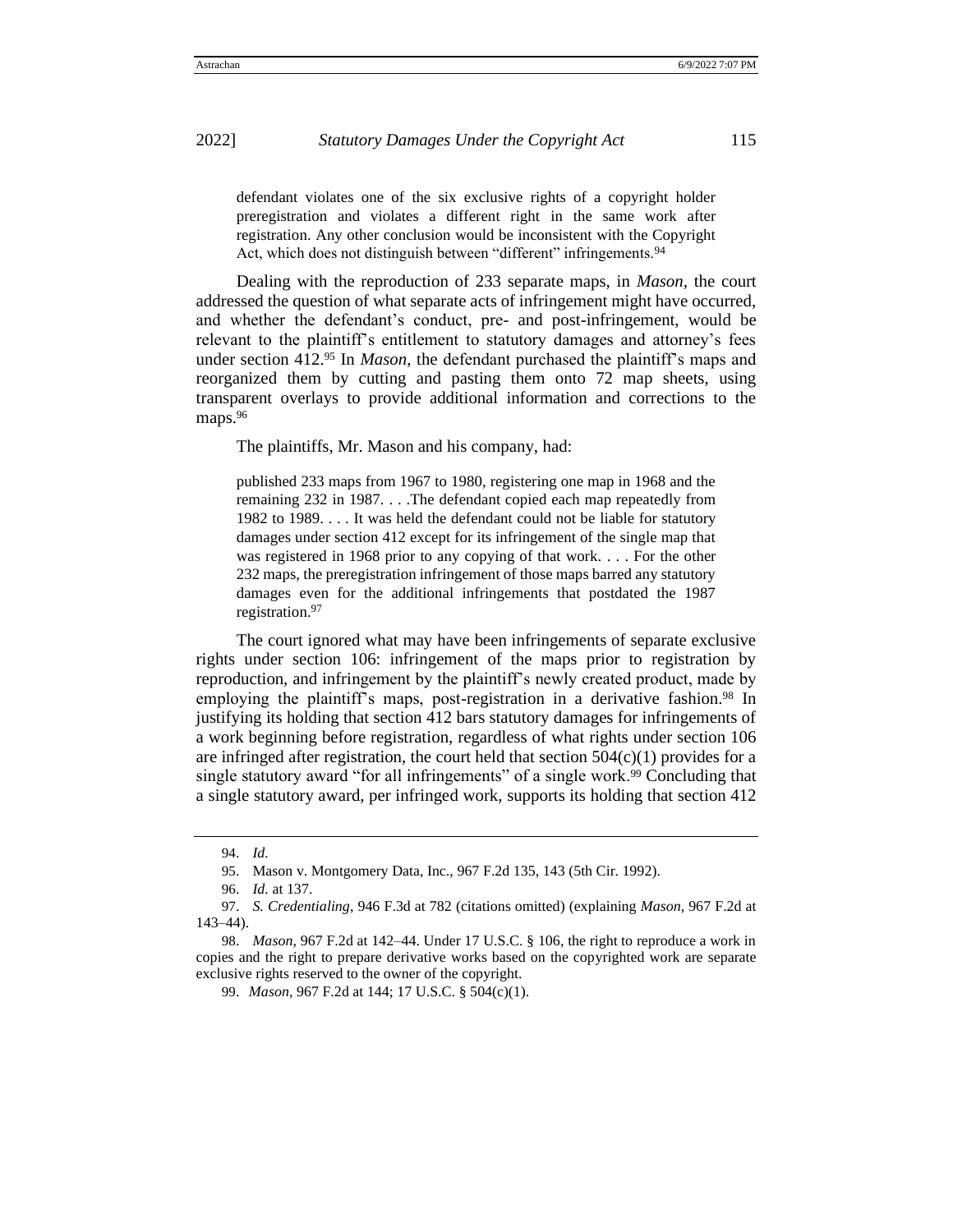defendant violates one of the six exclusive rights of a copyright holder preregistration and violates a different right in the same work after registration. Any other conclusion would be inconsistent with the Copyright Act, which does not distinguish between "different" infringements.[94]

Dealing with the reproduction of 233 separate maps, in *Mason*, the court addressed the question of what separate acts of infringement might have occurred, and whether the defendant's conduct, pre- and post-infringement, would be relevant to the plaintiff's entitlement to statutory damages and attorney's fees under section 412.[95] In *Mason*, the defendant purchased the plaintiff's maps and reorganized them by cutting and pasting them onto 72 map sheets, using transparent overlays to provide additional information and corrections to the maps.[96]

The plaintiffs, Mr. Mason and his company, had:

> published 233 maps from 1967 to 1980, registering one map in 1968 and the remaining 232 in 1987. . . .The defendant copied each map repeatedly from 1982 to 1989. . . . It was held the defendant could not be liable for statutory damages under section 412 except for its infringement of the single map that was registered in 1968 prior to any copying of that work. . . . For the other 232 maps, the preregistration infringement of those maps barred any statutory damages even for the additional infringements that postdated the 1987 registration.[97]

The court ignored what may have been infringements of separate exclusive rights under section 106: infringement of the maps prior to registration by reproduction, and infringement by the plaintiff's newly created product, made by employing the plaintiff's maps, post-registration in a derivative fashion.[98] In justifying its holding that section 412 bars statutory damages for infringements of a work beginning before registration, regardless of what rights under section 106 are infringed after registration, the court held that section 504(c)(1) provides for a single statutory award "for all infringements" of a single work.[99] Concluding that a single statutory award, per infringed work, supports its holding that section 412

---

94. *Id.*

95. Mason v. Montgomery Data, Inc., 967 F.2d 135, 143 (5th Cir. 1992).

96. *Id.* at 137.

97. *S. Credentialing*, 946 F.3d at 782 (citations omitted) (explaining *Mason*, 967 F.2d at 143–44).

98. *Mason*, 967 F.2d at 142–44. Under 17 U.S.C. § 106, the right to reproduce a work in copies and the right to prepare derivative works based on the copyrighted work are separate exclusive rights reserved to the owner of the copyright.

99. *Mason*, 967 F.2d at 144; 17 U.S.C. § 504(c)(1).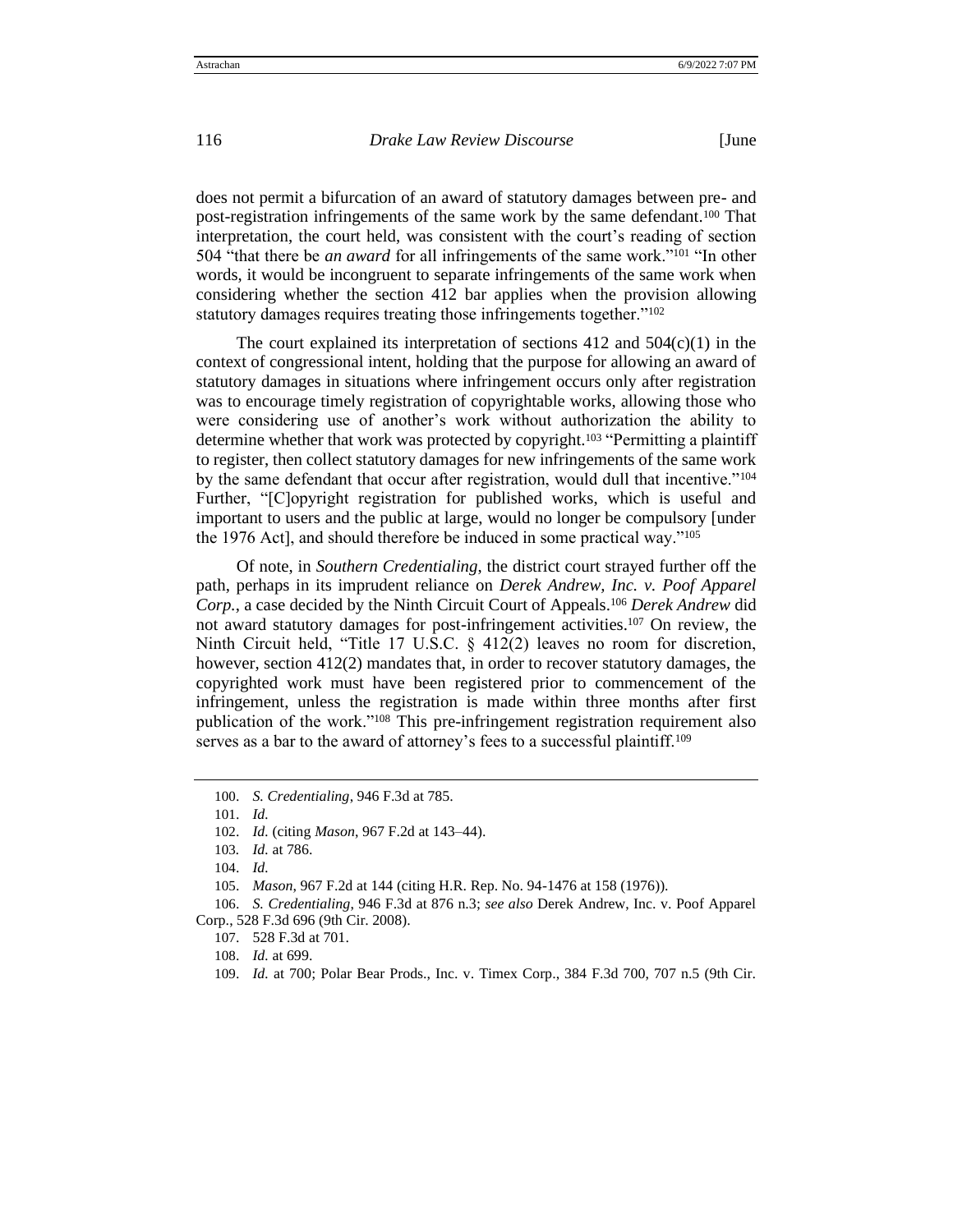does not permit a bifurcation of an award of statutory damages between pre- and post-registration infringements of the same work by the same defendant.[100] That interpretation, the court held, was consistent with the court's reading of section 504 "that there be *an award* for all infringements of the same work."[101] "In other words, it would be incongruent to separate infringements of the same work when considering whether the section 412 bar applies when the provision allowing statutory damages requires treating those infringements together."[102]

The court explained its interpretation of sections 412 and 504(c)(1) in the context of congressional intent, holding that the purpose for allowing an award of statutory damages in situations where infringement occurs only after registration was to encourage timely registration of copyrightable works, allowing those who were considering use of another's work without authorization the ability to determine whether that work was protected by copyright.[103] "Permitting a plaintiff to register, then collect statutory damages for new infringements of the same work by the same defendant that occur after registration, would dull that incentive."[104] Further, "[C]opyright registration for published works, which is useful and important to users and the public at large, would no longer be compulsory [under the 1976 Act], and should therefore be induced in some practical way."[105]

Of note, in *Southern Credentialing*, the district court strayed further off the path, perhaps in its imprudent reliance on *Derek Andrew, Inc. v. Poof Apparel Corp.*, a case decided by the Ninth Circuit Court of Appeals.[106] *Derek Andrew* did not award statutory damages for post-infringement activities.[107] On review, the Ninth Circuit held, "Title 17 U.S.C. § 412(2) leaves no room for discretion, however, section 412(2) mandates that, in order to recover statutory damages, the copyrighted work must have been registered prior to commencement of the infringement, unless the registration is made within three months after first publication of the work."[108] This pre-infringement registration requirement also serves as a bar to the award of attorney's fees to a successful plaintiff.[109]

---

100. *S. Credentialing*, 946 F.3d at 785.

101. *Id.*

102. *Id.* (citing *Mason*, 967 F.2d at 143–44).

103. *Id.* at 786.

104. *Id.*

105. *Mason*, 967 F.2d at 144 (citing H.R. Rep. No. 94-1476 at 158 (1976)).

106. *S. Credentialing*, 946 F.3d at 876 n.3; *see also* Derek Andrew, Inc. v. Poof Apparel Corp., 528 F.3d 696 (9th Cir. 2008).

107. 528 F.3d at 701.

108. *Id.* at 699.

109. *Id.* at 700; Polar Bear Prods., Inc. v. Timex Corp., 384 F.3d 700, 707 n.5 (9th Cir.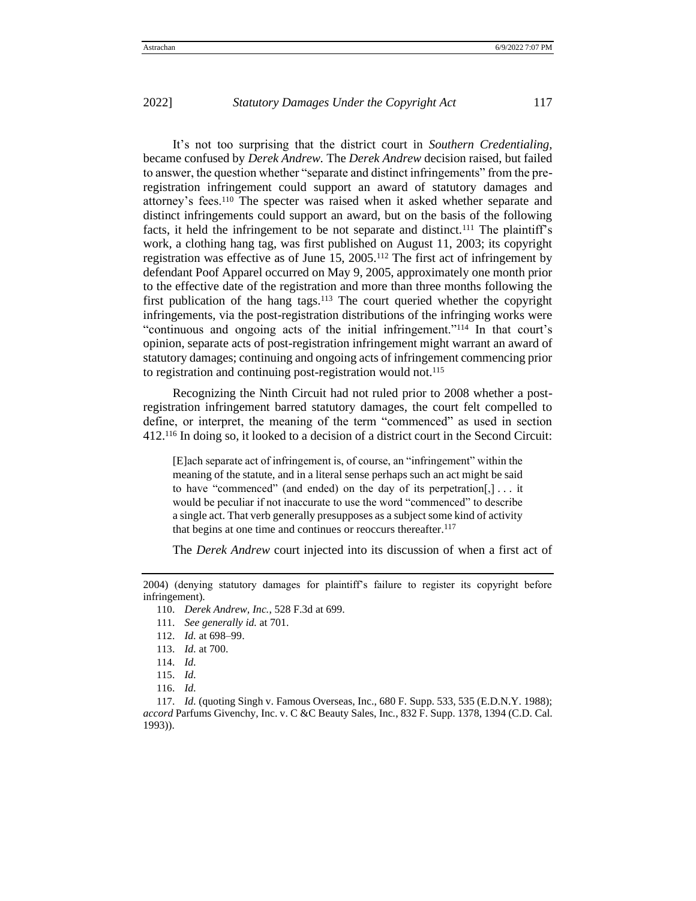It's not too surprising that the district court in *Southern Credentialing*, became confused by *Derek Andrew*. The *Derek Andrew* decision raised, but failed to answer, the question whether "separate and distinct infringements" from the pre-registration infringement could support an award of statutory damages and attorney's fees.[110] The specter was raised when it asked whether separate and distinct infringements could support an award, but on the basis of the following facts, it held the infringement to be not separate and distinct.[111] The plaintiff's work, a clothing hang tag, was first published on August 11, 2003; its copyright registration was effective as of June 15, 2005.[112] The first act of infringement by defendant Poof Apparel occurred on May 9, 2005, approximately one month prior to the effective date of the registration and more than three months following the first publication of the hang tags.[113] The court queried whether the copyright infringements, via the post-registration distributions of the infringing works were "continuous and ongoing acts of the initial infringement."[114] In that court's opinion, separate acts of post-registration infringement might warrant an award of statutory damages; continuing and ongoing acts of infringement commencing prior to registration and continuing post-registration would not.[115]

Recognizing the Ninth Circuit had not ruled prior to 2008 whether a post-registration infringement barred statutory damages, the court felt compelled to define, or interpret, the meaning of the term "commenced" as used in section 412.[116] In doing so, it looked to a decision of a district court in the Second Circuit:

> [E]ach separate act of infringement is, of course, an "infringement" within the meaning of the statute, and in a literal sense perhaps such an act might be said to have "commenced" (and ended) on the day of its perpetration[,] . . . it would be peculiar if not inaccurate to use the word "commenced" to describe a single act. That verb generally presupposes as a subject some kind of activity that begins at one time and continues or reoccurs thereafter.[117]

The *Derek Andrew* court injected into its discussion of when a first act of

---

2004) (denying statutory damages for plaintiff's failure to register its copyright before infringement).

110. *Derek Andrew, Inc.*, 528 F.3d at 699.

111. *See generally id.* at 701.

112. *Id.* at 698–99.

113. *Id.* at 700.

114. *Id.*

115. *Id.*

116. *Id.*

117. *Id.* (quoting Singh v. Famous Overseas, Inc., 680 F. Supp. 533, 535 (E.D.N.Y. 1988); *accord* Parfums Givenchy, Inc. v. C &C Beauty Sales, Inc., 832 F. Supp. 1378, 1394 (C.D. Cal. 1993)).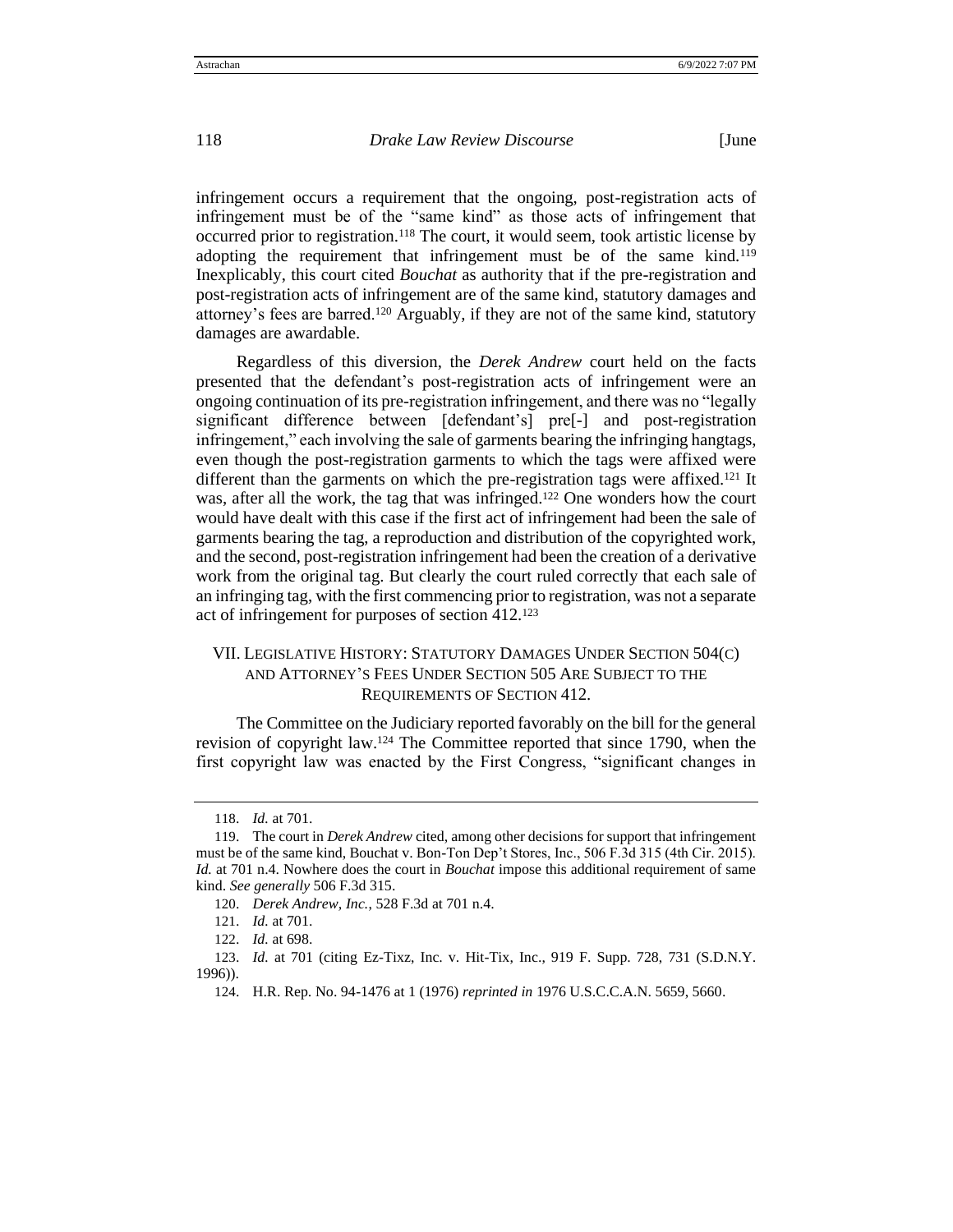infringement occurs a requirement that the ongoing, post-registration acts of infringement must be of the "same kind" as those acts of infringement that occurred prior to registration.[118] The court, it would seem, took artistic license by adopting the requirement that infringement must be of the same kind.[119] Inexplicably, this court cited *Bouchat* as authority that if the pre-registration and post-registration acts of infringement are of the same kind, statutory damages and attorney's fees are barred.[120] Arguably, if they are not of the same kind, statutory damages are awardable.

Regardless of this diversion, the *Derek Andrew* court held on the facts presented that the defendant's post-registration acts of infringement were an ongoing continuation of its pre-registration infringement, and there was no "legally significant difference between [defendant's] pre[-] and post-registration infringement," each involving the sale of garments bearing the infringing hangtags, even though the post-registration garments to which the tags were affixed were different than the garments on which the pre-registration tags were affixed.[121] It was, after all the work, the tag that was infringed.[122] One wonders how the court would have dealt with this case if the first act of infringement had been the sale of garments bearing the tag, a reproduction and distribution of the copyrighted work, and the second, post-registration infringement had been the creation of a derivative work from the original tag. But clearly the court ruled correctly that each sale of an infringing tag, with the first commencing prior to registration, was not a separate act of infringement for purposes of section 412.[123]

## VII. Legislative History: Statutory Damages Under Section 504(c) and Attorney's Fees Under Section 505 Are Subject to the Requirements of Section 412.

The Committee on the Judiciary reported favorably on the bill for the general revision of copyright law.[124] The Committee reported that since 1790, when the first copyright law was enacted by the First Congress, "significant changes in

---

118. *Id.* at 701.

119. The court in *Derek Andrew* cited, among other decisions for support that infringement must be of the same kind, Bouchat v. Bon-Ton Dep't Stores, Inc., 506 F.3d 315 (4th Cir. 2015). *Id.* at 701 n.4. Nowhere does the court in *Bouchat* impose this additional requirement of same kind. *See generally* 506 F.3d 315.

120. *Derek Andrew, Inc.*, 528 F.3d at 701 n.4.

121. *Id.* at 701.

122. *Id.* at 698.

123. *Id.* at 701 (citing Ez-Tixz, Inc. v. Hit-Tix, Inc., 919 F. Supp. 728, 731 (S.D.N.Y. 1996)).

124. H.R. Rep. No. 94-1476 at 1 (1976) *reprinted in* 1976 U.S.C.C.A.N. 5659, 5660.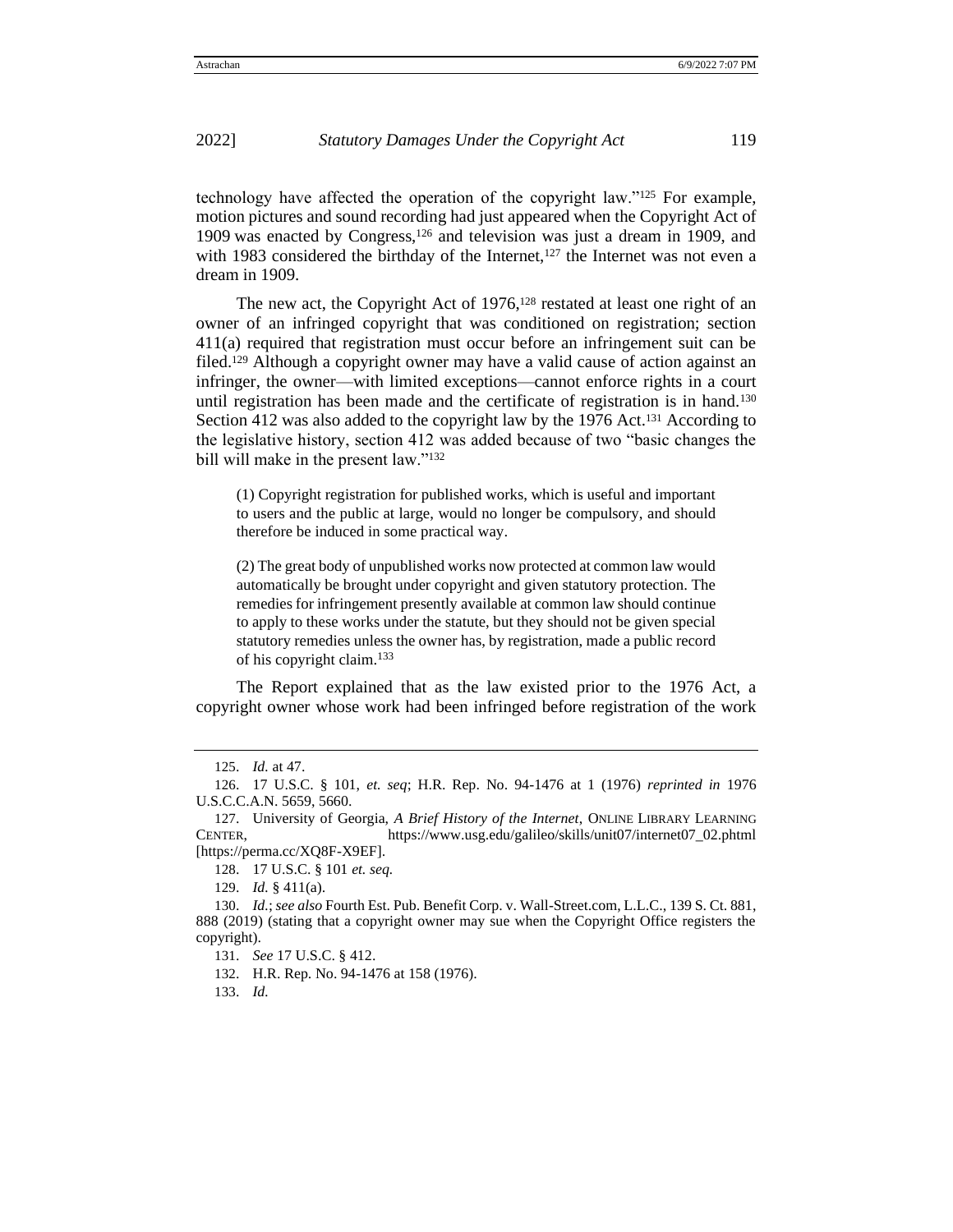technology have affected the operation of the copyright law."[125] For example, motion pictures and sound recording had just appeared when the Copyright Act of 1909 was enacted by Congress,[126] and television was just a dream in 1909, and with 1983 considered the birthday of the Internet,[127] the Internet was not even a dream in 1909.

The new act, the Copyright Act of 1976,[128] restated at least one right of an owner of an infringed copyright that was conditioned on registration; section 411(a) required that registration must occur before an infringement suit can be filed.[129] Although a copyright owner may have a valid cause of action against an infringer, the owner—with limited exceptions—cannot enforce rights in a court until registration has been made and the certificate of registration is in hand.[130] Section 412 was also added to the copyright law by the 1976 Act.[131] According to the legislative history, section 412 was added because of two "basic changes the bill will make in the present law."[132]

> (1) Copyright registration for published works, which is useful and important to users and the public at large, would no longer be compulsory, and should therefore be induced in some practical way.
>
> (2) The great body of unpublished works now protected at common law would automatically be brought under copyright and given statutory protection. The remedies for infringement presently available at common law should continue to apply to these works under the statute, but they should not be given special statutory remedies unless the owner has, by registration, made a public record of his copyright claim.[133]

The Report explained that as the law existed prior to the 1976 Act, a copyright owner whose work had been infringed before registration of the work

---

125. *Id.* at 47.

126. 17 U.S.C. § 101, *et. seq*; H.R. Rep. No. 94-1476 at 1 (1976) *reprinted in* 1976 U.S.C.C.A.N. 5659, 5660.

127. University of Georgia, *A Brief History of the Internet*, ONLINE LIBRARY LEARNING CENTER, https://www.usg.edu/galileo/skills/unit07/internet07_02.phtml [https://perma.cc/XQ8F-X9EF].

128. 17 U.S.C. § 101 *et. seq.*

129. *Id.* § 411(a).

130. *Id.*; *see also* Fourth Est. Pub. Benefit Corp. v. Wall-Street.com, L.L.C., 139 S. Ct. 881, 888 (2019) (stating that a copyright owner may sue when the Copyright Office registers the copyright).

131. *See* 17 U.S.C. § 412.

132. H.R. Rep. No. 94-1476 at 158 (1976).

133. *Id.*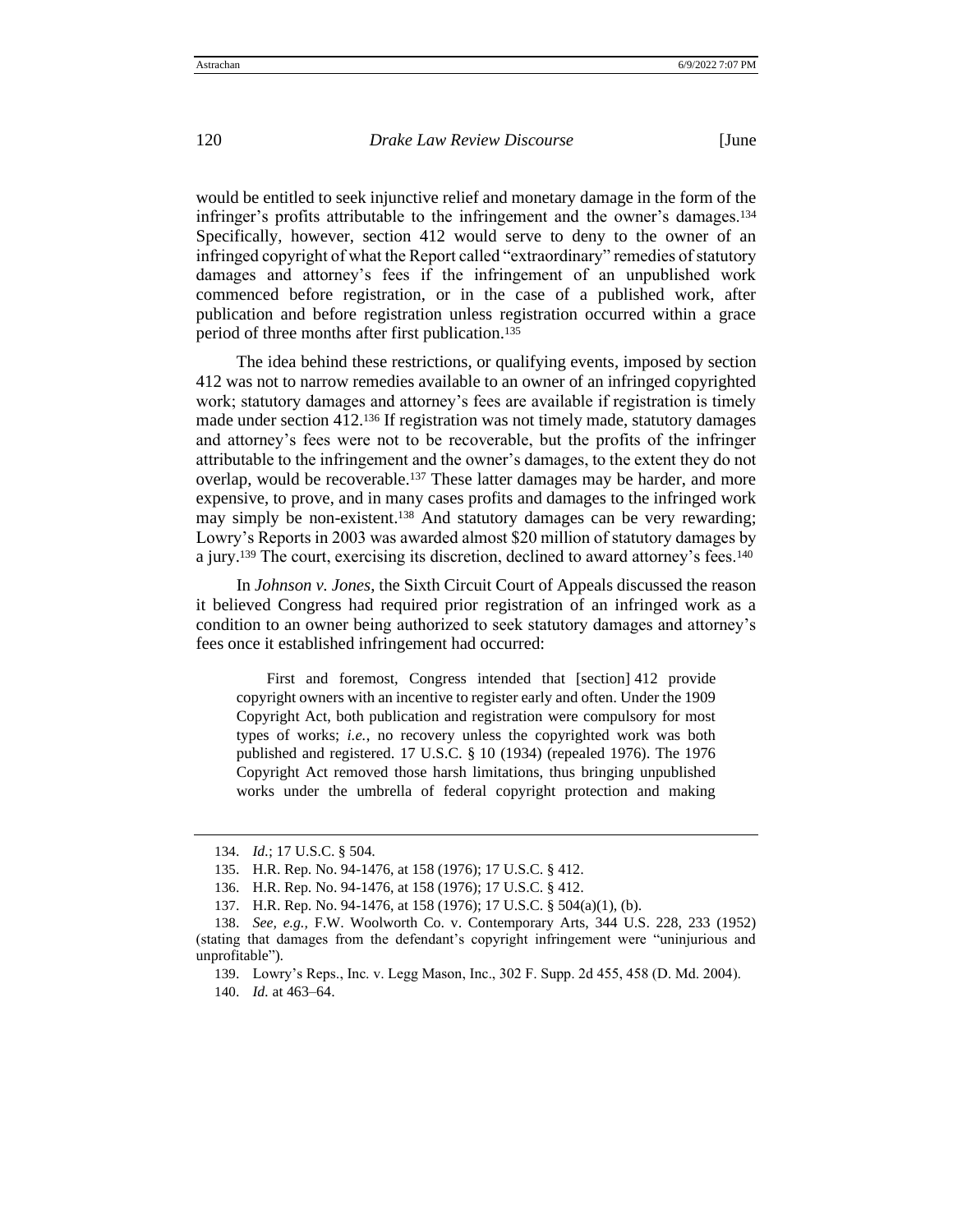would be entitled to seek injunctive relief and monetary damage in the form of the infringer's profits attributable to the infringement and the owner's damages.[134] Specifically, however, section 412 would serve to deny to the owner of an infringed copyright of what the Report called "extraordinary" remedies of statutory damages and attorney's fees if the infringement of an unpublished work commenced before registration, or in the case of a published work, after publication and before registration unless registration occurred within a grace period of three months after first publication.[135]

The idea behind these restrictions, or qualifying events, imposed by section 412 was not to narrow remedies available to an owner of an infringed copyrighted work; statutory damages and attorney's fees are available if registration is timely made under section 412.[136] If registration was not timely made, statutory damages and attorney's fees were not to be recoverable, but the profits of the infringer attributable to the infringement and the owner's damages, to the extent they do not overlap, would be recoverable.[137] These latter damages may be harder, and more expensive, to prove, and in many cases profits and damages to the infringed work may simply be non-existent.[138] And statutory damages can be very rewarding; Lowry's Reports in 2003 was awarded almost $20 million of statutory damages by a jury.[139] The court, exercising its discretion, declined to award attorney's fees.[140]

In *Johnson v. Jones*, the Sixth Circuit Court of Appeals discussed the reason it believed Congress had required prior registration of an infringed work as a condition to an owner being authorized to seek statutory damages and attorney's fees once it established infringement had occurred:

> First and foremost, Congress intended that [section] 412 provide copyright owners with an incentive to register early and often. Under the 1909 Copyright Act, both publication and registration were compulsory for most types of works; *i.e.*, no recovery unless the copyrighted work was both published and registered. 17 U.S.C. § 10 (1934) (repealed 1976). The 1976 Copyright Act removed those harsh limitations, thus bringing unpublished works under the umbrella of federal copyright protection and making

---

134. *Id.*; 17 U.S.C. § 504.

135. H.R. Rep. No. 94-1476, at 158 (1976); 17 U.S.C. § 412.

136. H.R. Rep. No. 94-1476, at 158 (1976); 17 U.S.C. § 412.

137. H.R. Rep. No. 94-1476, at 158 (1976); 17 U.S.C. § 504(a)(1), (b).

138. *See, e.g.*, F.W. Woolworth Co. v. Contemporary Arts, 344 U.S. 228, 233 (1952) (stating that damages from the defendant's copyright infringement were "uninjurious and unprofitable").

139. Lowry's Reps., Inc. v. Legg Mason, Inc., 302 F. Supp. 2d 455, 458 (D. Md. 2004).

140. *Id.* at 463–64.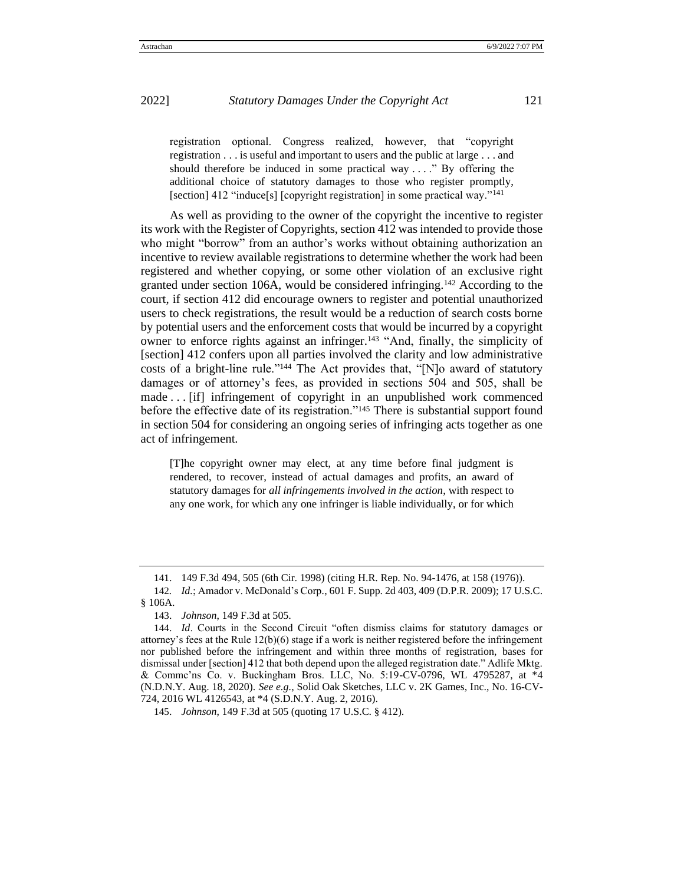registration optional. Congress realized, however, that "copyright registration . . . is useful and important to users and the public at large . . . and should therefore be induced in some practical way . . . ." By offering the additional choice of statutory damages to those who register promptly, [section] 412 "induce[s] [copyright registration] in some practical way."[141]

As well as providing to the owner of the copyright the incentive to register its work with the Register of Copyrights, section 412 was intended to provide those who might "borrow" from an author's works without obtaining authorization an incentive to review available registrations to determine whether the work had been registered and whether copying, or some other violation of an exclusive right granted under section 106A, would be considered infringing.[142] According to the court, if section 412 did encourage owners to register and potential unauthorized users to check registrations, the result would be a reduction of search costs borne by potential users and the enforcement costs that would be incurred by a copyright owner to enforce rights against an infringer.[143] "And, finally, the simplicity of [section] 412 confers upon all parties involved the clarity and low administrative costs of a bright-line rule."[144] The Act provides that, "[N]o award of statutory damages or of attorney's fees, as provided in sections 504 and 505, shall be made . . . [if] infringement of copyright in an unpublished work commenced before the effective date of its registration."[145] There is substantial support found in section 504 for considering an ongoing series of infringing acts together as one act of infringement.

> [T]he copyright owner may elect, at any time before final judgment is rendered, to recover, instead of actual damages and profits, an award of statutory damages for *all infringements involved in the action*, with respect to any one work, for which any one infringer is liable individually, or for which

---

141. 149 F.3d 494, 505 (6th Cir. 1998) (citing H.R. Rep. No. 94-1476, at 158 (1976)).

142. *Id.*; Amador v. McDonald's Corp., 601 F. Supp. 2d 403, 409 (D.P.R. 2009); 17 U.S.C. § 106A.

143. *Johnson*, 149 F.3d at 505.

144. *Id*. Courts in the Second Circuit "often dismiss claims for statutory damages or attorney's fees at the Rule 12(b)(6) stage if a work is neither registered before the infringement nor published before the infringement and within three months of registration, bases for dismissal under [section] 412 that both depend upon the alleged registration date." Adlife Mktg. & Commc'ns Co. v. Buckingham Bros. LLC, No. 5:19-CV-0796, WL 4795287, at *4 (N.D.N.Y. Aug. 18, 2020). *See e.g.*, Solid Oak Sketches, LLC v. 2K Games, Inc., No. 16-CV-724, 2016 WL 4126543, at *4 (S.D.N.Y. Aug. 2, 2016).

145. *Johnson*, 149 F.3d at 505 (quoting 17 U.S.C. § 412).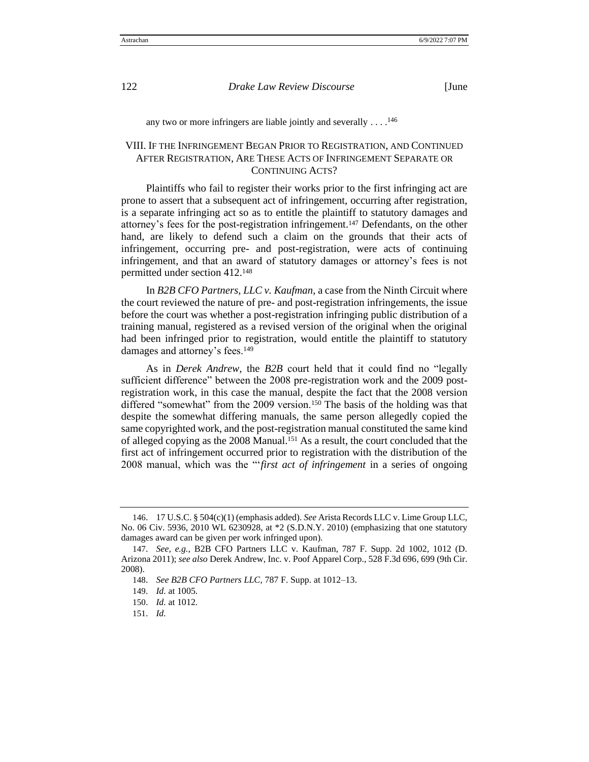any two or more infringers are liable jointly and severally . . . .[146]

## VIII. If the Infringement Began Prior to Registration, and Continued After Registration, Are These Acts of Infringement Separate or Continuing Acts?

Plaintiffs who fail to register their works prior to the first infringing act are prone to assert that a subsequent act of infringement, occurring after registration, is a separate infringing act so as to entitle the plaintiff to statutory damages and attorney's fees for the post-registration infringement.[147] Defendants, on the other hand, are likely to defend such a claim on the grounds that their acts of infringement, occurring pre- and post-registration, were acts of continuing infringement, and that an award of statutory damages or attorney's fees is not permitted under section 412.[148]

In *B2B CFO Partners, LLC v. Kaufman*, a case from the Ninth Circuit where the court reviewed the nature of pre- and post-registration infringements, the issue before the court was whether a post-registration infringing public distribution of a training manual, registered as a revised version of the original when the original had been infringed prior to registration, would entitle the plaintiff to statutory damages and attorney's fees.[149]

As in *Derek Andrew*, the *B2B* court held that it could find no "legally sufficient difference" between the 2008 pre-registration work and the 2009 post-registration work, in this case the manual, despite the fact that the 2008 version differed "somewhat" from the 2009 version.[150] The basis of the holding was that despite the somewhat differing manuals, the same person allegedly copied the same copyrighted work, and the post-registration manual constituted the same kind of alleged copying as the 2008 Manual.[151] As a result, the court concluded that the first act of infringement occurred prior to registration with the distribution of the 2008 manual, which was the "'*first act of infringement* in a series of ongoing

---

146. 17 U.S.C. § 504(c)(1) (emphasis added). *See* Arista Records LLC v. Lime Group LLC, No. 06 Civ. 5936, 2010 WL 6230928, at *2 (S.D.N.Y. 2010) (emphasizing that one statutory damages award can be given per work infringed upon).

147. *See, e.g.*, B2B CFO Partners LLC v. Kaufman, 787 F. Supp. 2d 1002, 1012 (D. Arizona 2011); *see also* Derek Andrew, Inc. v. Poof Apparel Corp., 528 F.3d 696, 699 (9th Cir. 2008).

148. *See B2B CFO Partners LLC*, 787 F. Supp. at 1012–13.

149. *Id.* at 1005.

150. *Id.* at 1012.

151. *Id.*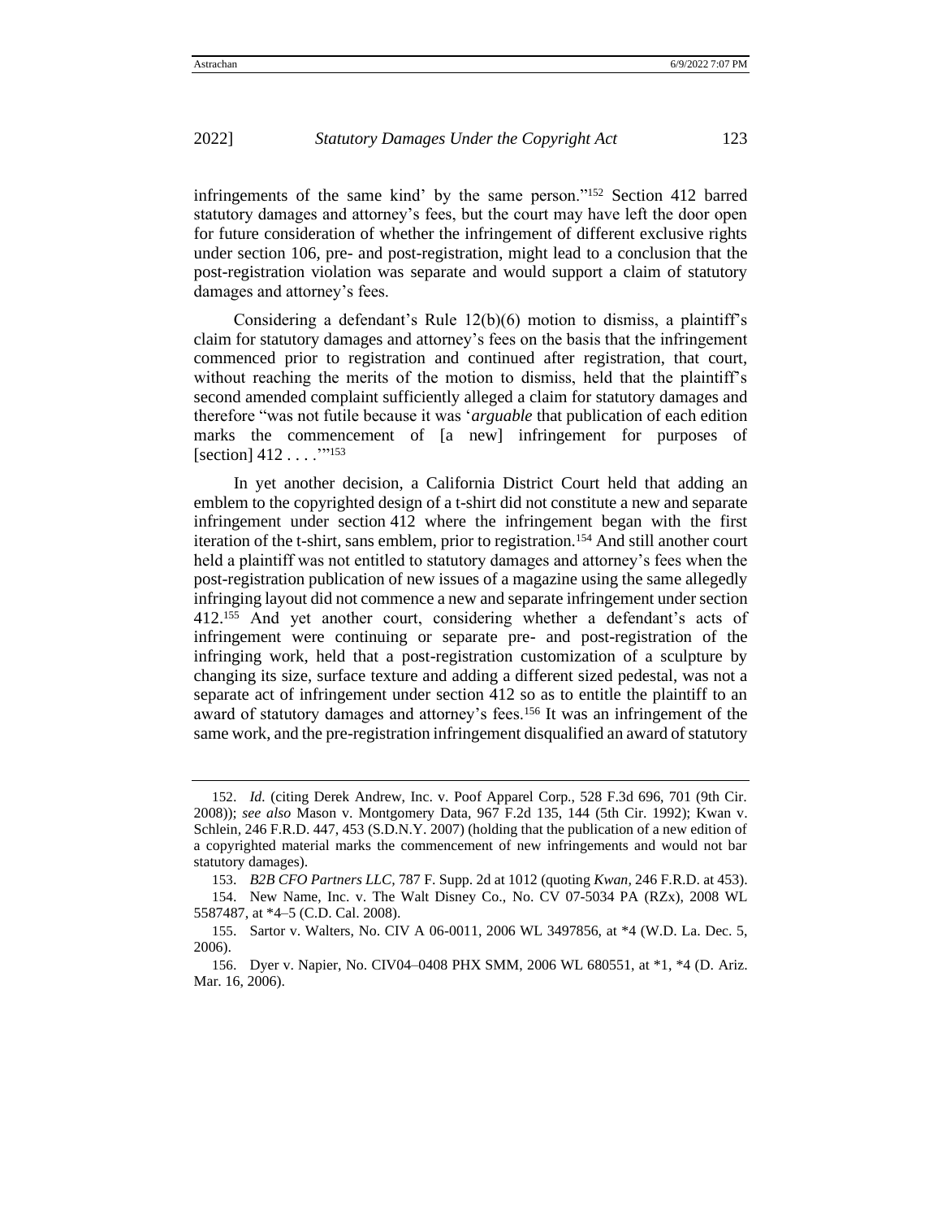infringements of the same kind' by the same person."[152] Section 412 barred statutory damages and attorney's fees, but the court may have left the door open for future consideration of whether the infringement of different exclusive rights under section 106, pre- and post-registration, might lead to a conclusion that the post-registration violation was separate and would support a claim of statutory damages and attorney's fees.

Considering a defendant's Rule 12(b)(6) motion to dismiss, a plaintiff's claim for statutory damages and attorney's fees on the basis that the infringement commenced prior to registration and continued after registration, that court, without reaching the merits of the motion to dismiss, held that the plaintiff's second amended complaint sufficiently alleged a claim for statutory damages and therefore "was not futile because it was '*arguable* that publication of each edition marks the commencement of [a new] infringement for purposes of [section] 412 . . . .'"[153]

In yet another decision, a California District Court held that adding an emblem to the copyrighted design of a t-shirt did not constitute a new and separate infringement under section 412 where the infringement began with the first iteration of the t-shirt, sans emblem, prior to registration.[154] And still another court held a plaintiff was not entitled to statutory damages and attorney's fees when the post-registration publication of new issues of a magazine using the same allegedly infringing layout did not commence a new and separate infringement under section 412.[155] And yet another court, considering whether a defendant's acts of infringement were continuing or separate pre- and post-registration of the infringing work, held that a post-registration customization of a sculpture by changing its size, surface texture and adding a different sized pedestal, was not a separate act of infringement under section 412 so as to entitle the plaintiff to an award of statutory damages and attorney's fees.[156] It was an infringement of the same work, and the pre-registration infringement disqualified an award of statutory

---

152. *Id.* (citing Derek Andrew, Inc. v. Poof Apparel Corp., 528 F.3d 696, 701 (9th Cir. 2008)); *see also* Mason v. Montgomery Data, 967 F.2d 135, 144 (5th Cir. 1992); Kwan v. Schlein, 246 F.R.D. 447, 453 (S.D.N.Y. 2007) (holding that the publication of a new edition of a copyrighted material marks the commencement of new infringements and would not bar statutory damages).

153. *B2B CFO Partners LLC*, 787 F. Supp. 2d at 1012 (quoting *Kwan*, 246 F.R.D. at 453).

154. New Name, Inc. v. The Walt Disney Co., No. CV 07-5034 PA (RZx), 2008 WL 5587487, at *4–5 (C.D. Cal. 2008).

155. Sartor v. Walters, No. CIV A 06-0011, 2006 WL 3497856, at *4 (W.D. La. Dec. 5, 2006).

156. Dyer v. Napier, No. CIV04–0408 PHX SMM, 2006 WL 680551, at *1, *4 (D. Ariz. Mar. 16, 2006).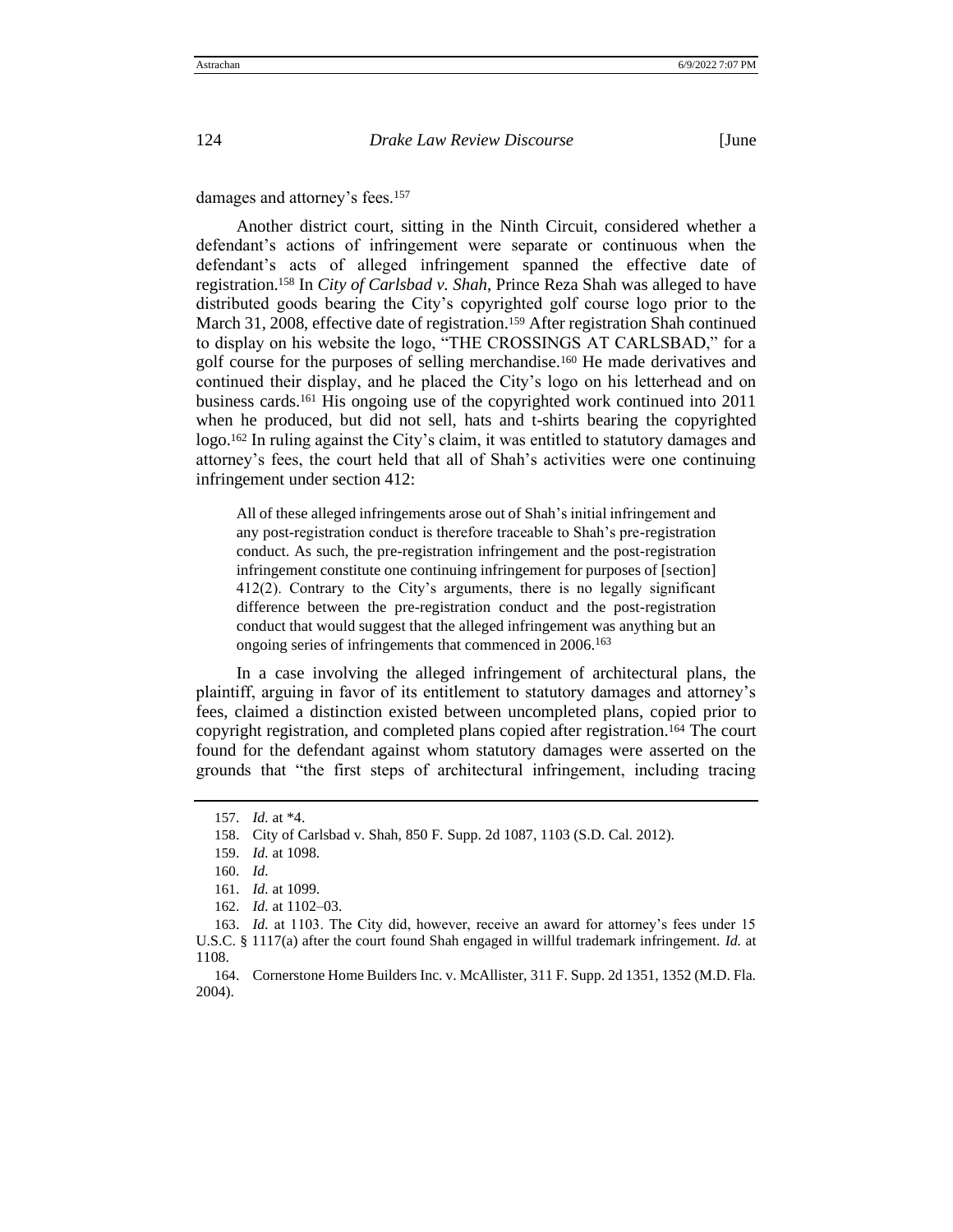damages and attorney's fees.[157]

Another district court, sitting in the Ninth Circuit, considered whether a defendant's actions of infringement were separate or continuous when the defendant's acts of alleged infringement spanned the effective date of registration.[158] In *City of Carlsbad v. Shah*, Prince Reza Shah was alleged to have distributed goods bearing the City's copyrighted golf course logo prior to the March 31, 2008, effective date of registration.[159] After registration Shah continued to display on his website the logo, "THE CROSSINGS AT CARLSBAD," for a golf course for the purposes of selling merchandise.[160] He made derivatives and continued their display, and he placed the City's logo on his letterhead and on business cards.[161] His ongoing use of the copyrighted work continued into 2011 when he produced, but did not sell, hats and t-shirts bearing the copyrighted logo.[162] In ruling against the City's claim, it was entitled to statutory damages and attorney's fees, the court held that all of Shah's activities were one continuing infringement under section 412:

> All of these alleged infringements arose out of Shah's initial infringement and any post-registration conduct is therefore traceable to Shah's pre-registration conduct. As such, the pre-registration infringement and the post-registration infringement constitute one continuing infringement for purposes of [section] 412(2). Contrary to the City's arguments, there is no legally significant difference between the pre-registration conduct and the post-registration conduct that would suggest that the alleged infringement was anything but an ongoing series of infringements that commenced in 2006.[163]

In a case involving the alleged infringement of architectural plans, the plaintiff, arguing in favor of its entitlement to statutory damages and attorney's fees, claimed a distinction existed between uncompleted plans, copied prior to copyright registration, and completed plans copied after registration.[164] The court found for the defendant against whom statutory damages were asserted on the grounds that "the first steps of architectural infringement, including tracing

---

157. *Id.* at *4.

158. City of Carlsbad v. Shah, 850 F. Supp. 2d 1087, 1103 (S.D. Cal. 2012).

159. *Id.* at 1098.

160. *Id.*

161. *Id.* at 1099.

162. *Id.* at 1102–03.

163. *Id.* at 1103. The City did, however, receive an award for attorney's fees under 15 U.S.C. § 1117(a) after the court found Shah engaged in willful trademark infringement. *Id.* at 1108.

164. Cornerstone Home Builders Inc. v. McAllister, 311 F. Supp. 2d 1351, 1352 (M.D. Fla. 2004).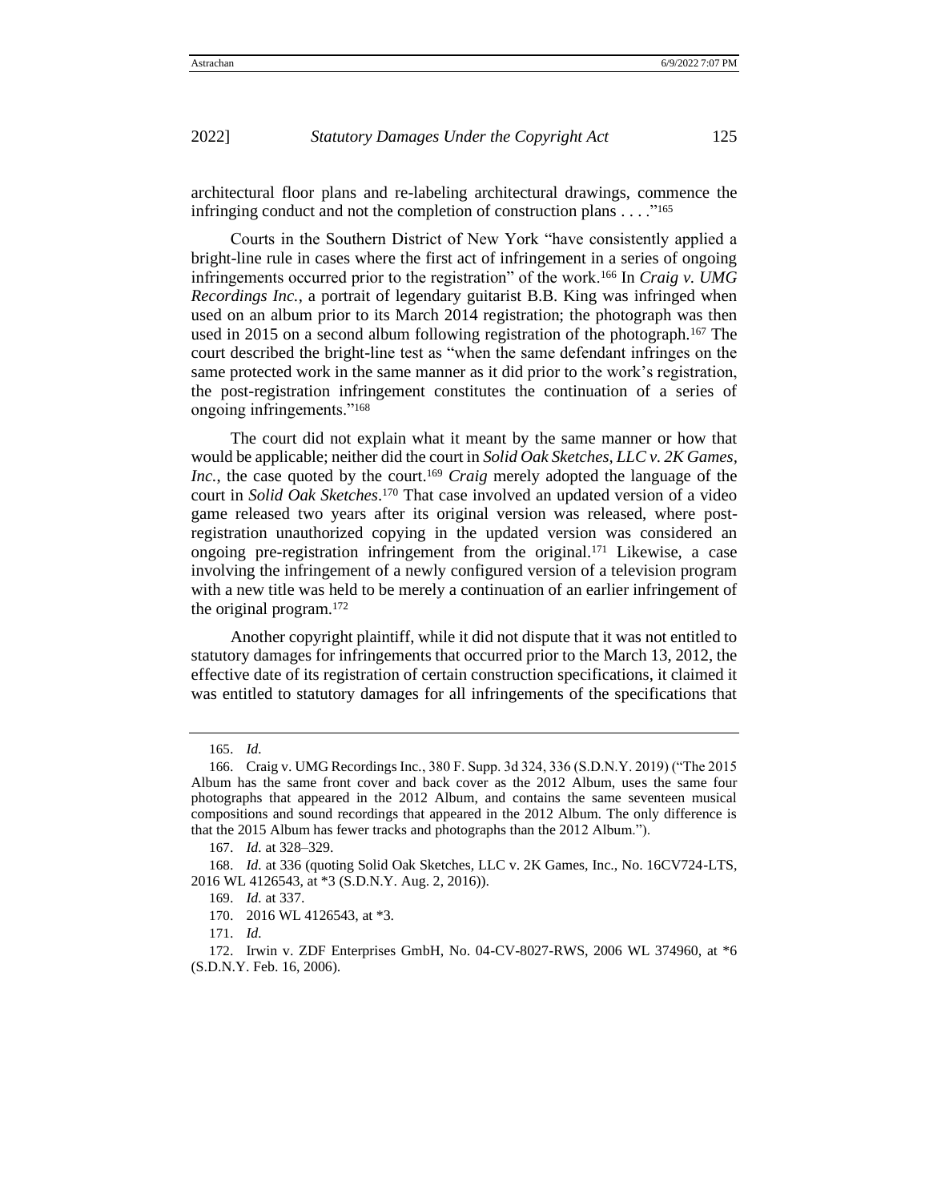architectural floor plans and re-labeling architectural drawings, commence the infringing conduct and not the completion of construction plans . . . ."[165]

Courts in the Southern District of New York "have consistently applied a bright-line rule in cases where the first act of infringement in a series of ongoing infringements occurred prior to the registration" of the work.[166] In *Craig v. UMG Recordings Inc.*, a portrait of legendary guitarist B.B. King was infringed when used on an album prior to its March 2014 registration; the photograph was then used in 2015 on a second album following registration of the photograph.[167] The court described the bright-line test as "when the same defendant infringes on the same protected work in the same manner as it did prior to the work's registration, the post-registration infringement constitutes the continuation of a series of ongoing infringements."[168]

The court did not explain what it meant by the same manner or how that would be applicable; neither did the court in *Solid Oak Sketches, LLC v. 2K Games, Inc.*, the case quoted by the court.[169] *Craig* merely adopted the language of the court in *Solid Oak Sketches*.[170] That case involved an updated version of a video game released two years after its original version was released, where post-registration unauthorized copying in the updated version was considered an ongoing pre-registration infringement from the original.[171] Likewise, a case involving the infringement of a newly configured version of a television program with a new title was held to be merely a continuation of an earlier infringement of the original program.[172]

Another copyright plaintiff, while it did not dispute that it was not entitled to statutory damages for infringements that occurred prior to the March 13, 2012, the effective date of its registration of certain construction specifications, it claimed it was entitled to statutory damages for all infringements of the specifications that

---

165. *Id.*

166. Craig v. UMG Recordings Inc., 380 F. Supp. 3d 324, 336 (S.D.N.Y. 2019) ("The 2015 Album has the same front cover and back cover as the 2012 Album, uses the same four photographs that appeared in the 2012 Album, and contains the same seventeen musical compositions and sound recordings that appeared in the 2012 Album. The only difference is that the 2015 Album has fewer tracks and photographs than the 2012 Album.").

167. *Id.* at 328–329.

168. *Id.* at 336 (quoting Solid Oak Sketches, LLC v. 2K Games, Inc., No. 16CV724-LTS, 2016 WL 4126543, at *3 (S.D.N.Y. Aug. 2, 2016)).

169. *Id.* at 337.

170. 2016 WL 4126543, at *3.

171. *Id.*

172. Irwin v. ZDF Enterprises GmbH, No. 04-CV-8027-RWS, 2006 WL 374960, at *6 (S.D.N.Y. Feb. 16, 2006).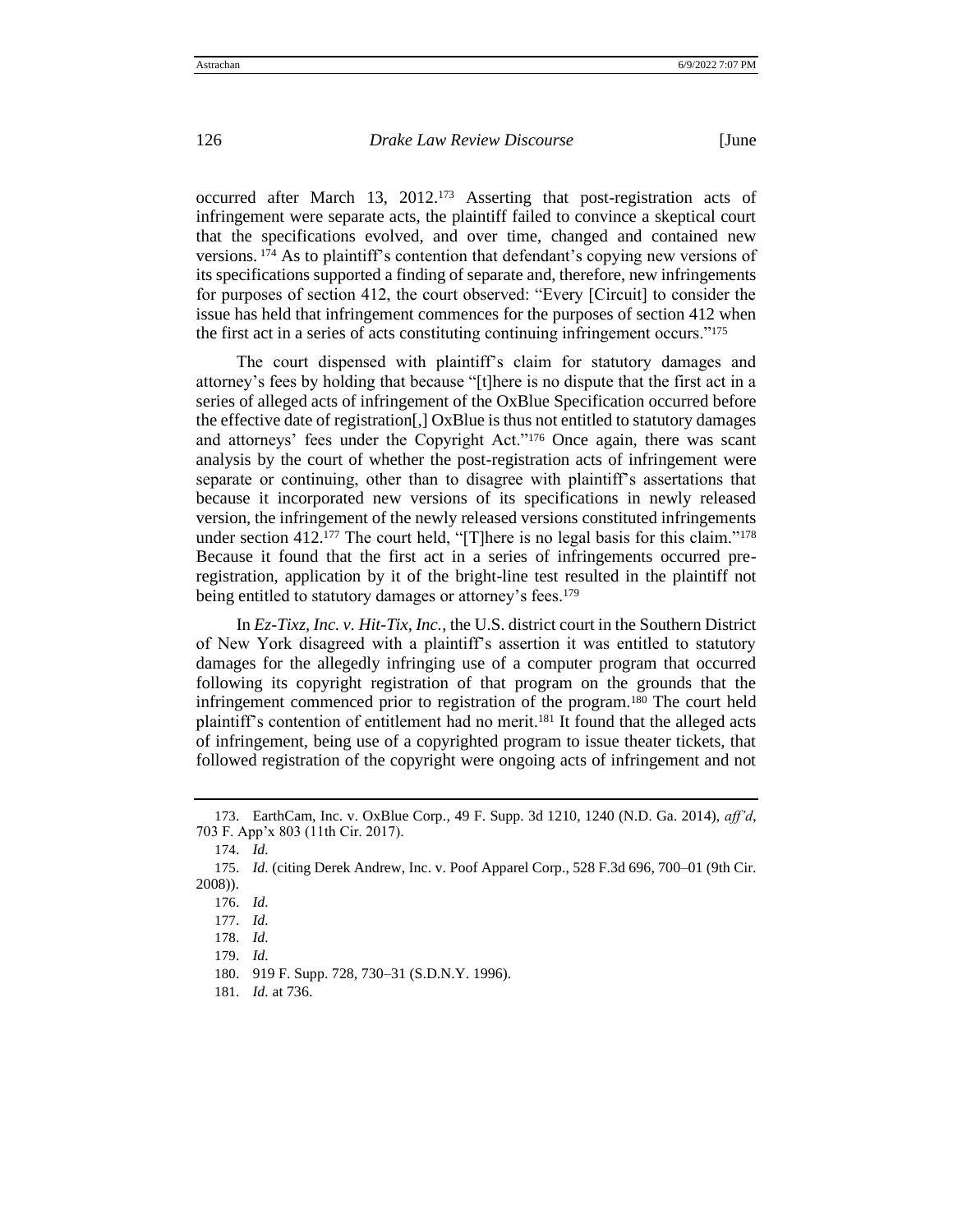occurred after March 13, 2012.[173] Asserting that post-registration acts of infringement were separate acts, the plaintiff failed to convince a skeptical court that the specifications evolved, and over time, changed and contained new versions.[174] As to plaintiff's contention that defendant's copying new versions of its specifications supported a finding of separate and, therefore, new infringements for purposes of section 412, the court observed: "Every [Circuit] to consider the issue has held that infringement commences for the purposes of section 412 when the first act in a series of acts constituting continuing infringement occurs."[175]

The court dispensed with plaintiff's claim for statutory damages and attorney's fees by holding that because "[t]here is no dispute that the first act in a series of alleged acts of infringement of the OxBlue Specification occurred before the effective date of registration[,] OxBlue is thus not entitled to statutory damages and attorneys' fees under the Copyright Act."[176] Once again, there was scant analysis by the court of whether the post-registration acts of infringement were separate or continuing, other than to disagree with plaintiff's assertions that because it incorporated new versions of its specifications in newly released version, the infringement of the newly released versions constituted infringements under section 412.[177] The court held, "[T]here is no legal basis for this claim."[178] Because it found that the first act in a series of infringements occurred pre-registration, application by it of the bright-line test resulted in the plaintiff not being entitled to statutory damages or attorney's fees.[179]

In *Ez-Tixz, Inc. v. Hit-Tix, Inc.*, the U.S. district court in the Southern District of New York disagreed with a plaintiff's assertion it was entitled to statutory damages for the allegedly infringing use of a computer program that occurred following its copyright registration of that program on the grounds that the infringement commenced prior to registration of the program.[180] The court held plaintiff's contention of entitlement had no merit.[181] It found that the alleged acts of infringement, being use of a copyrighted program to issue theater tickets, that followed registration of the copyright were ongoing acts of infringement and not

---

173. EarthCam, Inc. v. OxBlue Corp., 49 F. Supp. 3d 1210, 1240 (N.D. Ga. 2014), *aff'd*, 703 F. App'x 803 (11th Cir. 2017).

174. *Id.*

175. *Id.* (citing Derek Andrew, Inc. v. Poof Apparel Corp., 528 F.3d 696, 700–01 (9th Cir. 2008)).

176. *Id.*

177. *Id.*

178. *Id.*

179. *Id.*

180. 919 F. Supp. 728, 730–31 (S.D.N.Y. 1996).

181. *Id.* at 736.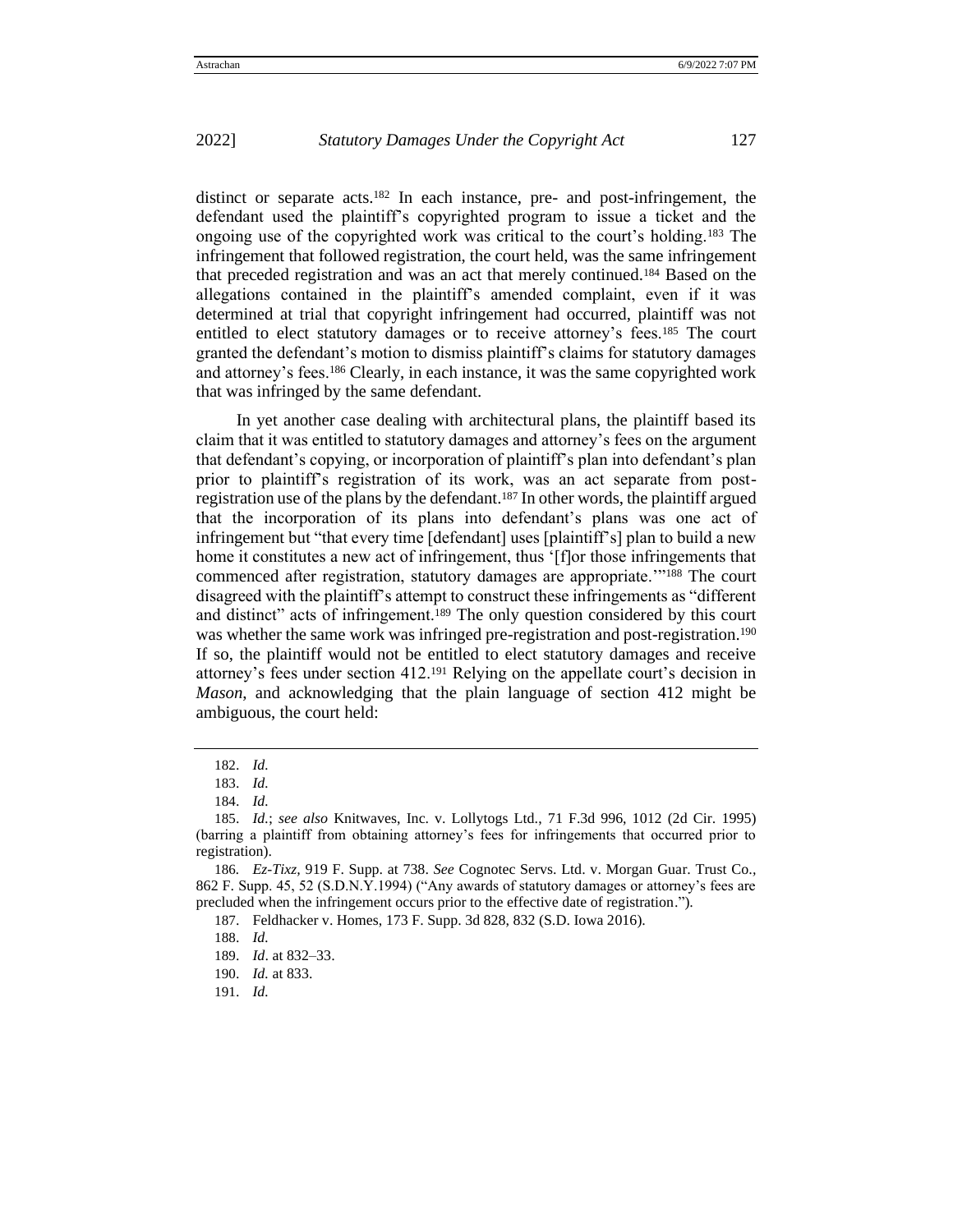distinct or separate acts.[182] In each instance, pre- and post-infringement, the defendant used the plaintiff's copyrighted program to issue a ticket and the ongoing use of the copyrighted work was critical to the court's holding.[183] The infringement that followed registration, the court held, was the same infringement that preceded registration and was an act that merely continued.[184] Based on the allegations contained in the plaintiff's amended complaint, even if it was determined at trial that copyright infringement had occurred, plaintiff was not entitled to elect statutory damages or to receive attorney's fees.[185] The court granted the defendant's motion to dismiss plaintiff's claims for statutory damages and attorney's fees.[186] Clearly, in each instance, it was the same copyrighted work that was infringed by the same defendant.

In yet another case dealing with architectural plans, the plaintiff based its claim that it was entitled to statutory damages and attorney's fees on the argument that defendant's copying, or incorporation of plaintiff's plan into defendant's plan prior to plaintiff's registration of its work, was an act separate from post-registration use of the plans by the defendant.[187] In other words, the plaintiff argued that the incorporation of its plans into defendant's plans was one act of infringement but "that every time [defendant] uses [plaintiff's] plan to build a new home it constitutes a new act of infringement, thus '[f]or those infringements that commenced after registration, statutory damages are appropriate.'"[188] The court disagreed with the plaintiff's attempt to construct these infringements as "different and distinct" acts of infringement.[189] The only question considered by this court was whether the same work was infringed pre-registration and post-registration.[190] If so, the plaintiff would not be entitled to elect statutory damages and receive attorney's fees under section 412.[191] Relying on the appellate court's decision in *Mason*, and acknowledging that the plain language of section 412 might be ambiguous, the court held:

---

182. *Id.*

183. *Id.*

184. *Id.*

185. *Id.*; *see also* Knitwaves, Inc. v. Lollytogs Ltd., 71 F.3d 996, 1012 (2d Cir. 1995) (barring a plaintiff from obtaining attorney's fees for infringements that occurred prior to registration).

186. *Ez-Tixz*, 919 F. Supp. at 738. *See* Cognotec Servs. Ltd. v. Morgan Guar. Trust Co., 862 F. Supp. 45, 52 (S.D.N.Y.1994) ("Any awards of statutory damages or attorney's fees are precluded when the infringement occurs prior to the effective date of registration.").

187. Feldhacker v. Homes, 173 F. Supp. 3d 828, 832 (S.D. Iowa 2016).

188. *Id.*

189. *Id*. at 832–33.

190. *Id.* at 833.

191. *Id.*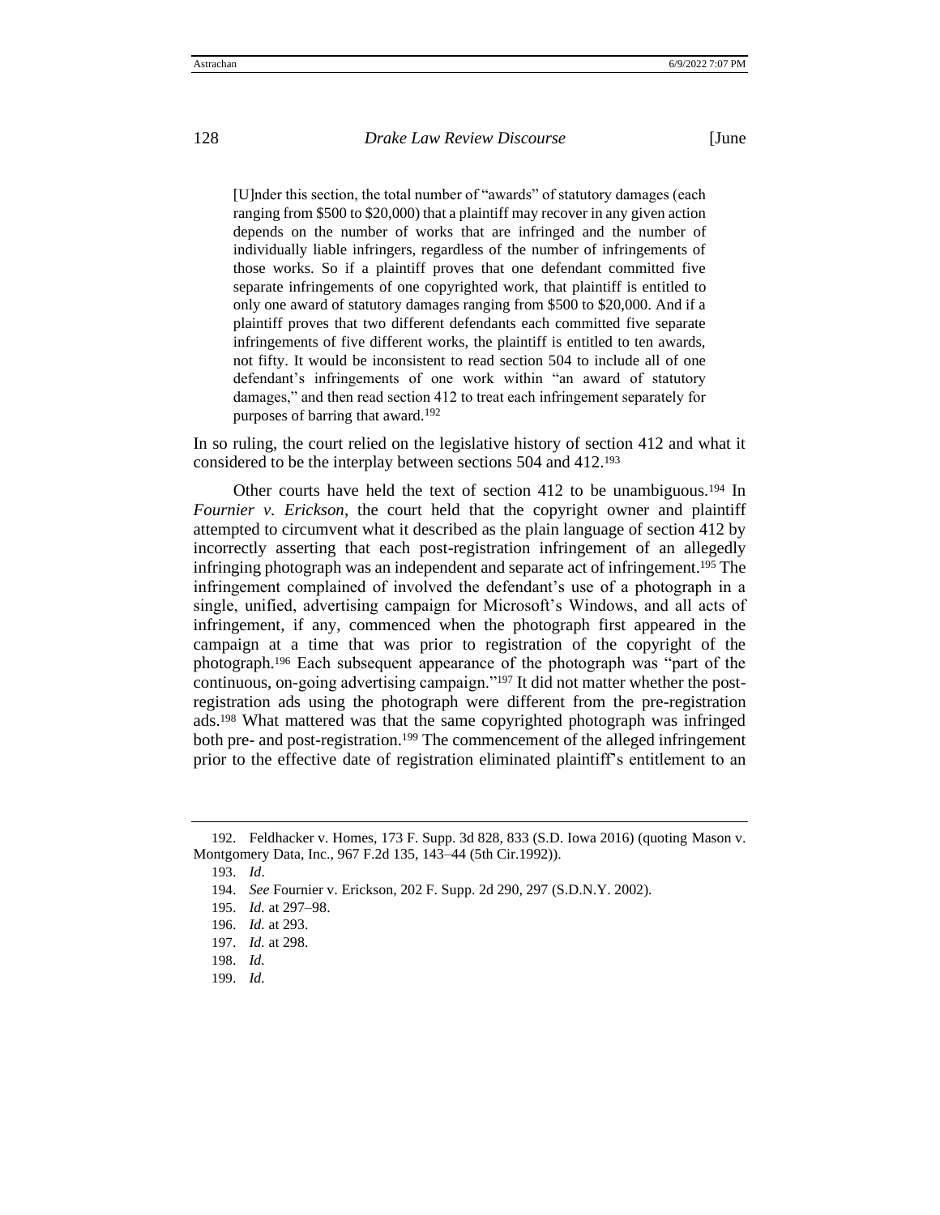> [U]nder this section, the total number of "awards" of statutory damages (each ranging from $500 to $20,000) that a plaintiff may recover in any given action depends on the number of works that are infringed and the number of individually liable infringers, regardless of the number of infringements of those works. So if a plaintiff proves that one defendant committed five separate infringements of one copyrighted work, that plaintiff is entitled to only one award of statutory damages ranging from $500 to $20,000. And if a plaintiff proves that two different defendants each committed five separate infringements of five different works, the plaintiff is entitled to ten awards, not fifty. It would be inconsistent to read section 504 to include all of one defendant's infringements of one work within "an award of statutory damages," and then read section 412 to treat each infringement separately for purposes of barring that award.[192]

In so ruling, the court relied on the legislative history of section 412 and what it considered to be the interplay between sections 504 and 412.[193]

Other courts have held the text of section 412 to be unambiguous.[194] In *Fournier v. Erickson*, the court held that the copyright owner and plaintiff attempted to circumvent what it described as the plain language of section 412 by incorrectly asserting that each post-registration infringement of an allegedly infringing photograph was an independent and separate act of infringement.[195] The infringement complained of involved the defendant's use of a photograph in a single, unified, advertising campaign for Microsoft's Windows, and all acts of infringement, if any, commenced when the photograph first appeared in the campaign at a time that was prior to registration of the copyright of the photograph.[196] Each subsequent appearance of the photograph was "part of the continuous, on-going advertising campaign."[197] It did not matter whether the post-registration ads using the photograph were different from the pre-registration ads.[198] What mattered was that the same copyrighted photograph was infringed both pre- and post-registration.[199] The commencement of the alleged infringement prior to the effective date of registration eliminated plaintiff's entitlement to an

---

192. Feldhacker v. Homes, 173 F. Supp. 3d 828, 833 (S.D. Iowa 2016) (quoting Mason v. Montgomery Data, Inc., 967 F.2d 135, 143–44 (5th Cir.1992)).

193. *Id*.

194. *See* Fournier v. Erickson, 202 F. Supp. 2d 290, 297 (S.D.N.Y. 2002).

195. *Id.* at 297–98.

196. *Id.* at 293.

197. *Id.* at 298.

198. *Id*.

199. *Id*.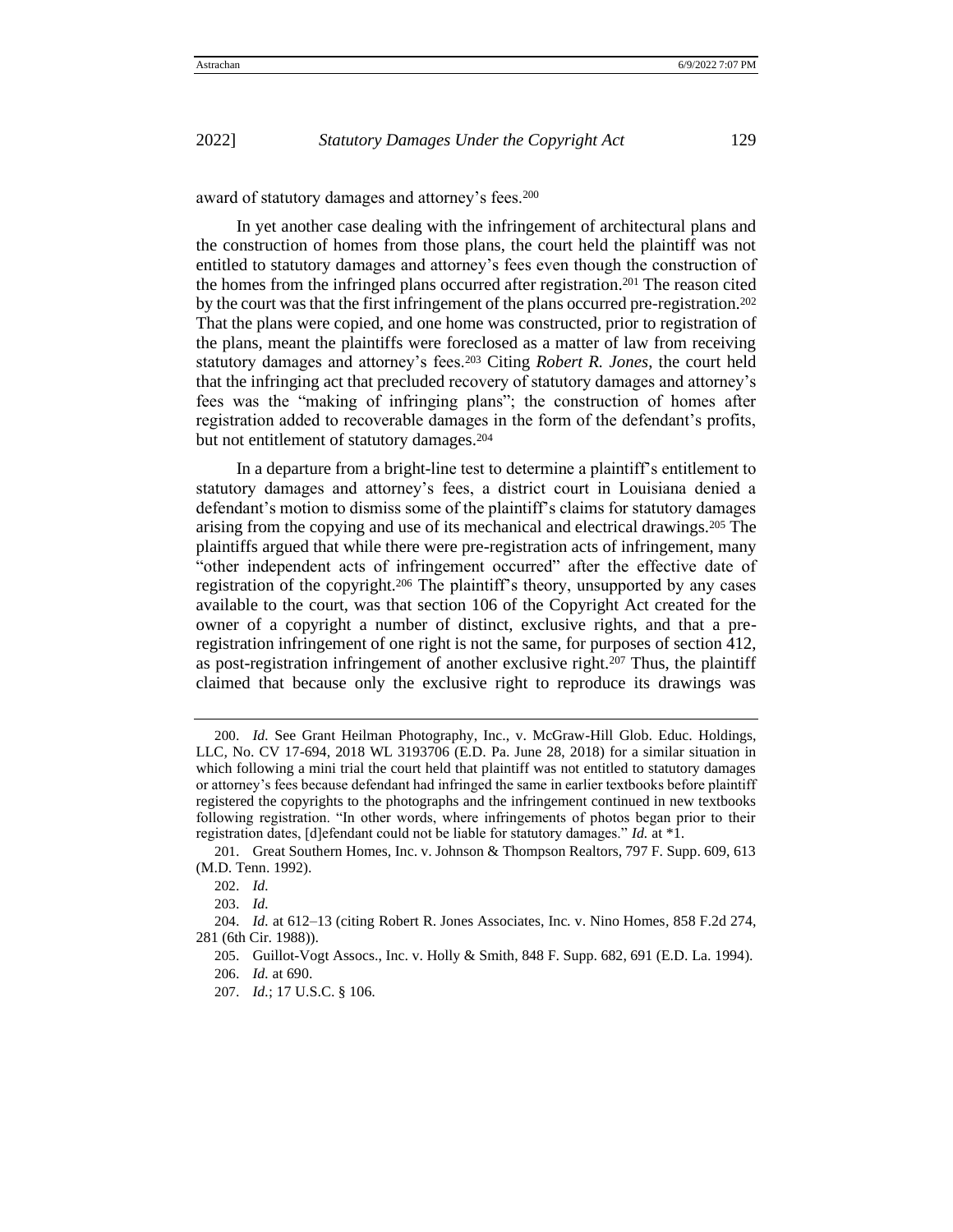award of statutory damages and attorney's fees.[200]

In yet another case dealing with the infringement of architectural plans and the construction of homes from those plans, the court held the plaintiff was not entitled to statutory damages and attorney's fees even though the construction of the homes from the infringed plans occurred after registration.[201] The reason cited by the court was that the first infringement of the plans occurred pre-registration.[202] That the plans were copied, and one home was constructed, prior to registration of the plans, meant the plaintiffs were foreclosed as a matter of law from receiving statutory damages and attorney's fees.[203] Citing *Robert R. Jones*, the court held that the infringing act that precluded recovery of statutory damages and attorney's fees was the "making of infringing plans"; the construction of homes after registration added to recoverable damages in the form of the defendant's profits, but not entitlement of statutory damages.[204]

In a departure from a bright-line test to determine a plaintiff's entitlement to statutory damages and attorney's fees, a district court in Louisiana denied a defendant's motion to dismiss some of the plaintiff's claims for statutory damages arising from the copying and use of its mechanical and electrical drawings.[205] The plaintiffs argued that while there were pre-registration acts of infringement, many "other independent acts of infringement occurred" after the effective date of registration of the copyright.[206] The plaintiff's theory, unsupported by any cases available to the court, was that section 106 of the Copyright Act created for the owner of a copyright a number of distinct, exclusive rights, and that a pre-registration infringement of one right is not the same, for purposes of section 412, as post-registration infringement of another exclusive right.[207] Thus, the plaintiff claimed that because only the exclusive right to reproduce its drawings was

---

200. *Id.* See Grant Heilman Photography, Inc., v. McGraw-Hill Glob. Educ. Holdings, LLC, No. CV 17-694, 2018 WL 3193706 (E.D. Pa. June 28, 2018) for a similar situation in which following a mini trial the court held that plaintiff was not entitled to statutory damages or attorney's fees because defendant had infringed the same in earlier textbooks before plaintiff registered the copyrights to the photographs and the infringement continued in new textbooks following registration. "In other words, where infringements of photos began prior to their registration dates, [d]efendant could not be liable for statutory damages." *Id.* at *1.

201. Great Southern Homes, Inc. v. Johnson & Thompson Realtors, 797 F. Supp. 609, 613 (M.D. Tenn. 1992).

202. *Id.*

203. *Id.*

204. *Id.* at 612–13 (citing Robert R. Jones Associates, Inc. v. Nino Homes, 858 F.2d 274, 281 (6th Cir. 1988)).

205. Guillot-Vogt Assocs., Inc. v. Holly & Smith, 848 F. Supp. 682, 691 (E.D. La. 1994).

206. *Id.* at 690.

207. *Id.*; 17 U.S.C. § 106.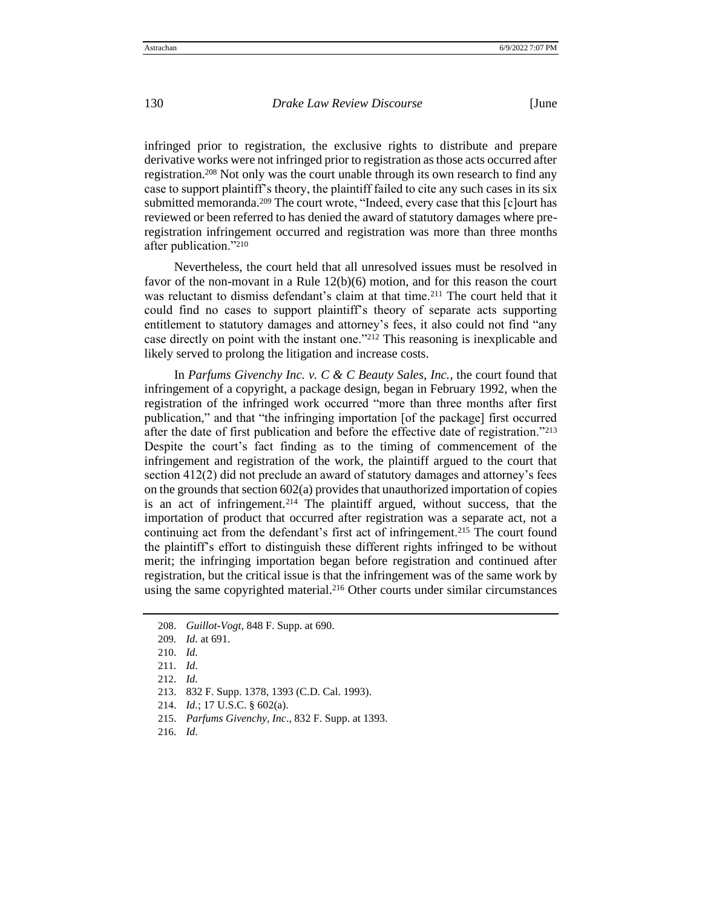infringed prior to registration, the exclusive rights to distribute and prepare derivative works were not infringed prior to registration as those acts occurred after registration.[208] Not only was the court unable through its own research to find any case to support plaintiff's theory, the plaintiff failed to cite any such cases in its six submitted memoranda.[209] The court wrote, "Indeed, every case that this [c]ourt has reviewed or been referred to has denied the award of statutory damages where pre-registration infringement occurred and registration was more than three months after publication."[210]

Nevertheless, the court held that all unresolved issues must be resolved in favor of the non-movant in a Rule 12(b)(6) motion, and for this reason the court was reluctant to dismiss defendant's claim at that time.[211] The court held that it could find no cases to support plaintiff's theory of separate acts supporting entitlement to statutory damages and attorney's fees, it also could not find "any case directly on point with the instant one."[212] This reasoning is inexplicable and likely served to prolong the litigation and increase costs.

In *Parfums Givenchy Inc. v. C & C Beauty Sales, Inc.*, the court found that infringement of a copyright, a package design, began in February 1992, when the registration of the infringed work occurred "more than three months after first publication," and that "the infringing importation [of the package] first occurred after the date of first publication and before the effective date of registration."[213] Despite the court's fact finding as to the timing of commencement of the infringement and registration of the work, the plaintiff argued to the court that section 412(2) did not preclude an award of statutory damages and attorney's fees on the grounds that section 602(a) provides that unauthorized importation of copies is an act of infringement.[214] The plaintiff argued, without success, that the importation of product that occurred after registration was a separate act, not a continuing act from the defendant's first act of infringement.[215] The court found the plaintiff's effort to distinguish these different rights infringed to be without merit; the infringing importation began before registration and continued after registration, but the critical issue is that the infringement was of the same work by using the same copyrighted material.[216] Other courts under similar circumstances

208. *Guillot-Vogt*, 848 F. Supp. at 690.

209. *Id.* at 691.

210. *Id.*

211. *Id.*

212. *Id.*

213. 832 F. Supp. 1378, 1393 (C.D. Cal. 1993).

214. *Id.*; 17 U.S.C. § 602(a).

215. *Parfums Givenchy, Inc*., 832 F. Supp. at 1393.

216. *Id.*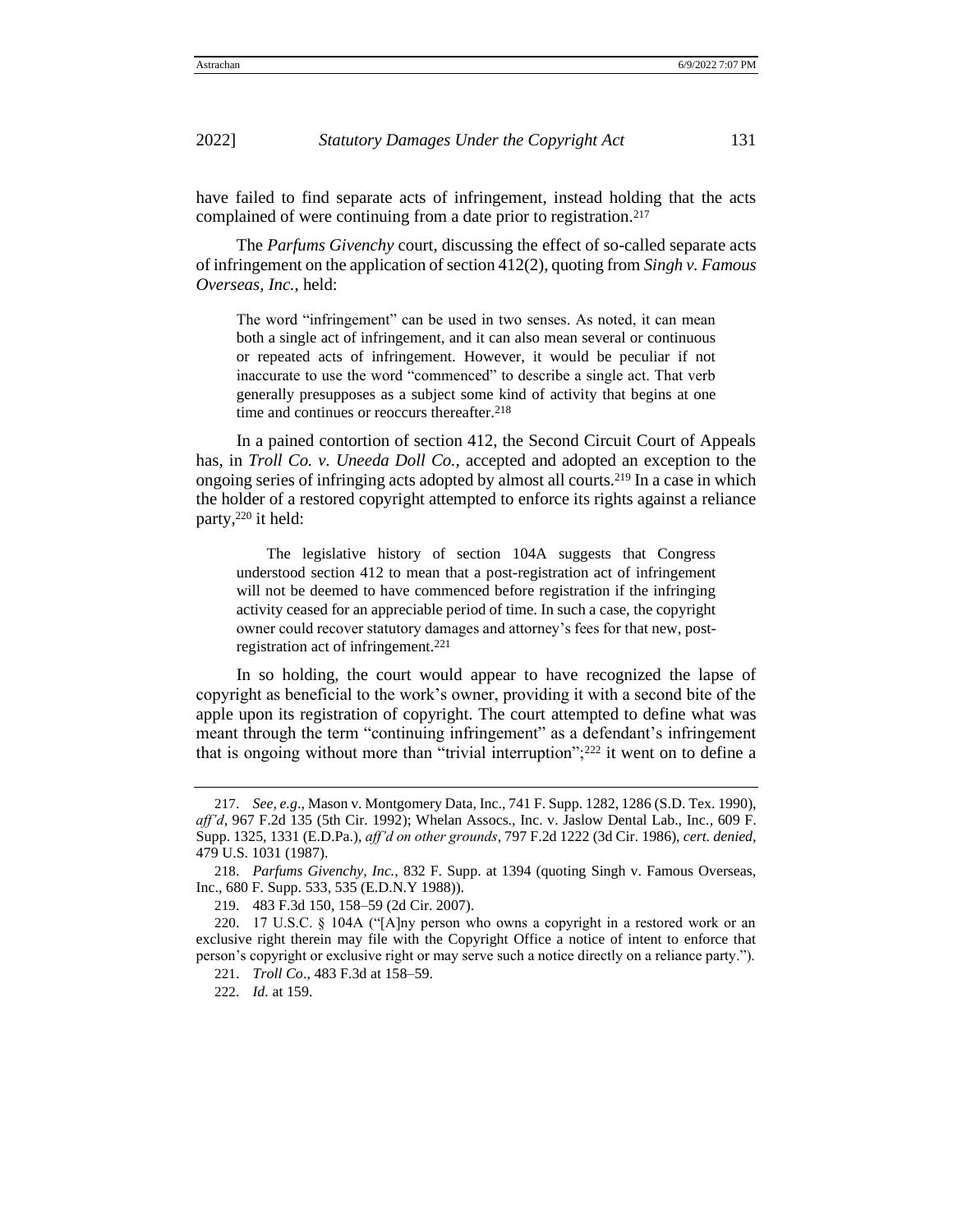have failed to find separate acts of infringement, instead holding that the acts complained of were continuing from a date prior to registration.[217]

The *Parfums Givenchy* court, discussing the effect of so-called separate acts of infringement on the application of section 412(2), quoting from *Singh v. Famous Overseas, Inc.*, held:

> The word "infringement" can be used in two senses. As noted, it can mean both a single act of infringement, and it can also mean several or continuous or repeated acts of infringement. However, it would be peculiar if not inaccurate to use the word "commenced" to describe a single act. That verb generally presupposes as a subject some kind of activity that begins at one time and continues or reoccurs thereafter.[218]

In a pained contortion of section 412, the Second Circuit Court of Appeals has, in *Troll Co. v. Uneeda Doll Co.*, accepted and adopted an exception to the ongoing series of infringing acts adopted by almost all courts.[219] In a case in which the holder of a restored copyright attempted to enforce its rights against a reliance party,[220] it held:

> The legislative history of section 104A suggests that Congress understood section 412 to mean that a post-registration act of infringement will not be deemed to have commenced before registration if the infringing activity ceased for an appreciable period of time. In such a case, the copyright owner could recover statutory damages and attorney's fees for that new, post-registration act of infringement.[221]

In so holding, the court would appear to have recognized the lapse of copyright as beneficial to the work's owner, providing it with a second bite of the apple upon its registration of copyright. The court attempted to define what was meant through the term "continuing infringement" as a defendant's infringement that is ongoing without more than "trivial interruption";[222] it went on to define a

---

217. *See, e.g.*, Mason v. Montgomery Data, Inc., 741 F. Supp. 1282, 1286 (S.D. Tex. 1990), *aff'd*, 967 F.2d 135 (5th Cir. 1992); Whelan Assocs., Inc. v. Jaslow Dental Lab., Inc., 609 F. Supp. 1325, 1331 (E.D.Pa.), *aff'd on other grounds*, 797 F.2d 1222 (3d Cir. 1986), *cert. denied*, 479 U.S. 1031 (1987).

218. *Parfums Givenchy, Inc.*, 832 F. Supp. at 1394 (quoting Singh v. Famous Overseas, Inc., 680 F. Supp. 533, 535 (E.D.N.Y 1988)).

219. 483 F.3d 150, 158–59 (2d Cir. 2007).

220. 17 U.S.C. § 104A ("[A]ny person who owns a copyright in a restored work or an exclusive right therein may file with the Copyright Office a notice of intent to enforce that person's copyright or exclusive right or may serve such a notice directly on a reliance party.").

221. *Troll Co*., 483 F.3d at 158–59.

222. *Id.* at 159.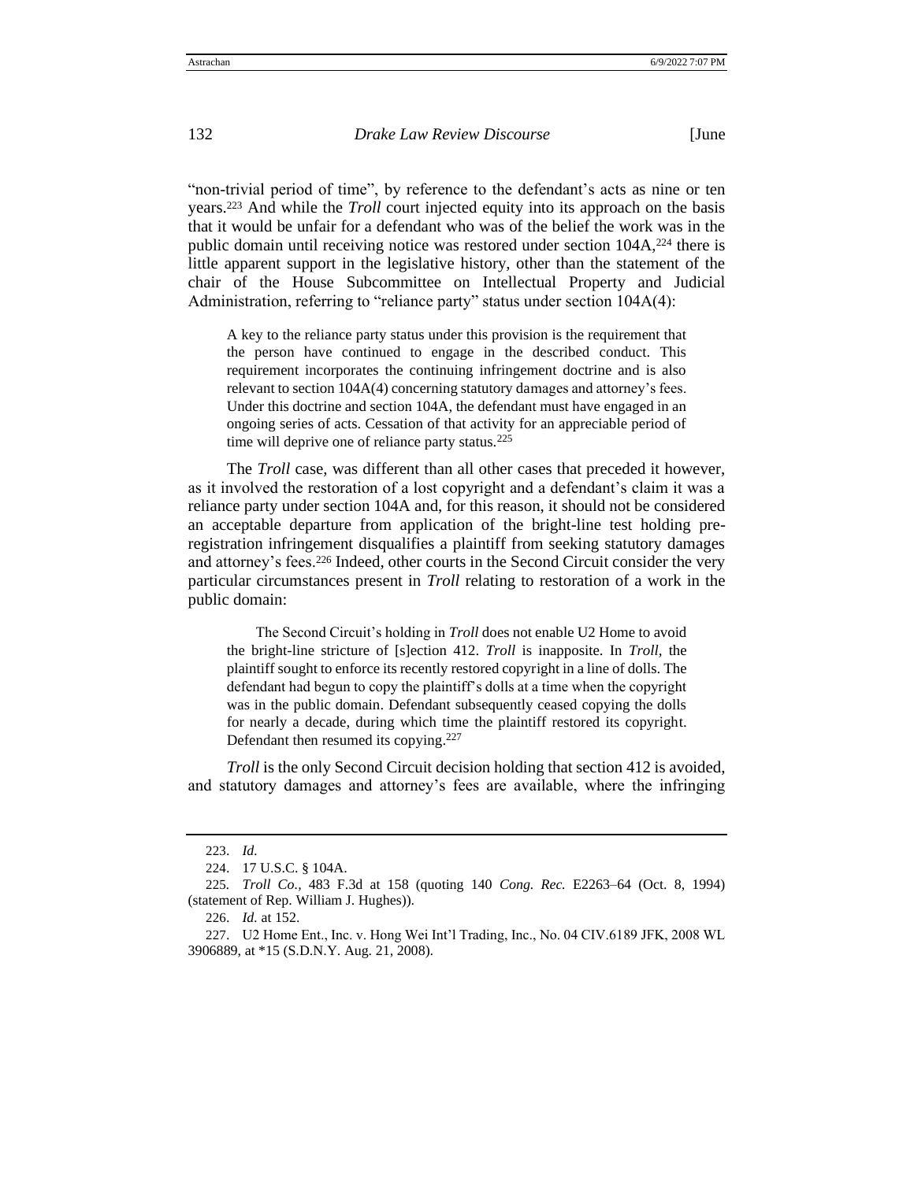"non-trivial period of time", by reference to the defendant's acts as nine or ten years.[223] And while the *Troll* court injected equity into its approach on the basis that it would be unfair for a defendant who was of the belief the work was in the public domain until receiving notice was restored under section 104A,[224] there is little apparent support in the legislative history, other than the statement of the chair of the House Subcommittee on Intellectual Property and Judicial Administration, referring to "reliance party" status under section 104A(4):

> A key to the reliance party status under this provision is the requirement that the person have continued to engage in the described conduct. This requirement incorporates the continuing infringement doctrine and is also relevant to section 104A(4) concerning statutory damages and attorney's fees. Under this doctrine and section 104A, the defendant must have engaged in an ongoing series of acts. Cessation of that activity for an appreciable period of time will deprive one of reliance party status.[225]

The *Troll* case, was different than all other cases that preceded it however, as it involved the restoration of a lost copyright and a defendant's claim it was a reliance party under section 104A and, for this reason, it should not be considered an acceptable departure from application of the bright-line test holding pre-registration infringement disqualifies a plaintiff from seeking statutory damages and attorney's fees.[226] Indeed, other courts in the Second Circuit consider the very particular circumstances present in *Troll* relating to restoration of a work in the public domain:

> The Second Circuit's holding in *Troll* does not enable U2 Home to avoid the bright-line stricture of [s]ection 412. *Troll* is inapposite. In *Troll,* the plaintiff sought to enforce its recently restored copyright in a line of dolls. The defendant had begun to copy the plaintiff's dolls at a time when the copyright was in the public domain. Defendant subsequently ceased copying the dolls for nearly a decade, during which time the plaintiff restored its copyright. Defendant then resumed its copying.[227]

*Troll* is the only Second Circuit decision holding that section 412 is avoided, and statutory damages and attorney's fees are available, where the infringing

---

223. *Id.*

224. 17 U.S.C. § 104A.

225. *Troll Co.*, 483 F.3d at 158 (quoting 140 *Cong. Rec.* E2263–64 (Oct. 8, 1994) (statement of Rep. William J. Hughes)).

226. *Id.* at 152.

227. U2 Home Ent., Inc. v. Hong Wei Int'l Trading, Inc., No. 04 CIV.6189 JFK, 2008 WL 3906889, at *15 (S.D.N.Y. Aug. 21, 2008).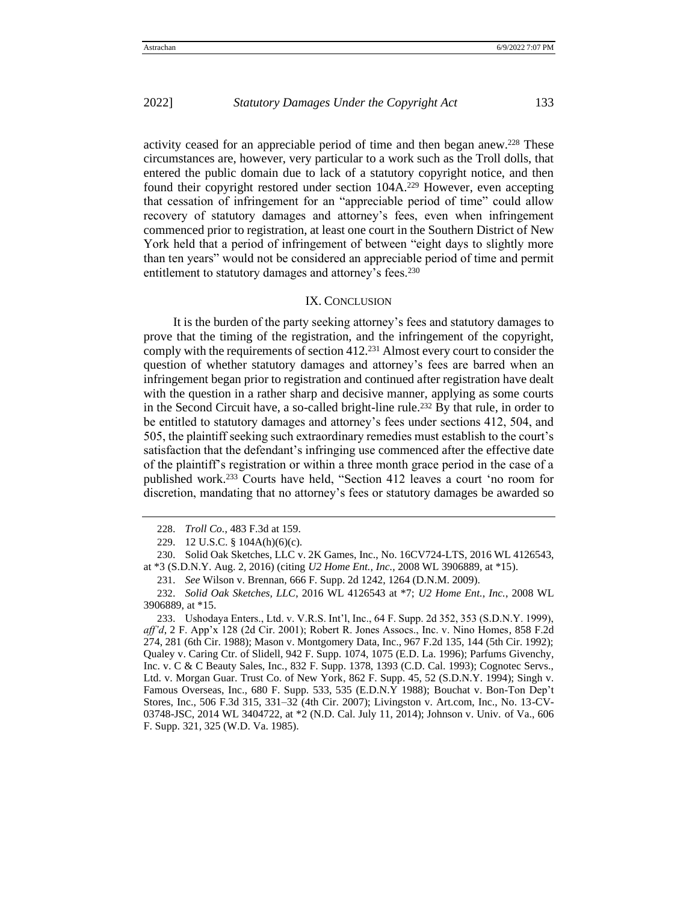activity ceased for an appreciable period of time and then began anew.[228] These circumstances are, however, very particular to a work such as the Troll dolls, that entered the public domain due to lack of a statutory copyright notice, and then found their copyright restored under section 104A.[229] However, even accepting that cessation of infringement for an "appreciable period of time" could allow recovery of statutory damages and attorney's fees, even when infringement commenced prior to registration, at least one court in the Southern District of New York held that a period of infringement of between "eight days to slightly more than ten years" would not be considered an appreciable period of time and permit entitlement to statutory damages and attorney's fees.[230]

## IX. Conclusion

It is the burden of the party seeking attorney's fees and statutory damages to prove that the timing of the registration, and the infringement of the copyright, comply with the requirements of section 412.[231] Almost every court to consider the question of whether statutory damages and attorney's fees are barred when an infringement began prior to registration and continued after registration have dealt with the question in a rather sharp and decisive manner, applying as some courts in the Second Circuit have, a so-called bright-line rule.[232] By that rule, in order to be entitled to statutory damages and attorney's fees under sections 412, 504, and 505, the plaintiff seeking such extraordinary remedies must establish to the court's satisfaction that the defendant's infringing use commenced after the effective date of the plaintiff's registration or within a three month grace period in the case of a published work.[233] Courts have held, "Section 412 leaves a court 'no room for discretion, mandating that no attorney's fees or statutory damages be awarded so

---

228. *Troll Co.*, 483 F.3d at 159.

229. 12 U.S.C. § 104A(h)(6)(c).

230. Solid Oak Sketches, LLC v. 2K Games, Inc., No. 16CV724-LTS, 2016 WL 4126543, at *3 (S.D.N.Y. Aug. 2, 2016) (citing *U2 Home Ent., Inc.*, 2008 WL 3906889, at *15).

231. *See* Wilson v. Brennan, 666 F. Supp. 2d 1242, 1264 (D.N.M. 2009).

232. *Solid Oak Sketches, LLC*, 2016 WL 4126543 at *7; *U2 Home Ent., Inc.*, 2008 WL 3906889, at *15.

233. Ushodaya Enters., Ltd. v. V.R.S. Int'l, Inc., 64 F. Supp. 2d 352, 353 (S.D.N.Y. 1999), *aff'd*, 2 F. App'x 128 (2d Cir. 2001); Robert R. Jones Assocs., Inc. v. Nino Homes, 858 F.2d 274, 281 (6th Cir. 1988); Mason v. Montgomery Data, Inc., 967 F.2d 135, 144 (5th Cir. 1992); Qualey v. Caring Ctr. of Slidell, 942 F. Supp. 1074, 1075 (E.D. La. 1996); Parfums Givenchy, Inc. v. C & C Beauty Sales, Inc., 832 F. Supp. 1378, 1393 (C.D. Cal. 1993); Cognotec Servs., Ltd. v. Morgan Guar. Trust Co. of New York, 862 F. Supp. 45, 52 (S.D.N.Y. 1994); Singh v. Famous Overseas, Inc., 680 F. Supp. 533, 535 (E.D.N.Y 1988); Bouchat v. Bon-Ton Dep't Stores, Inc., 506 F.3d 315, 331–32 (4th Cir. 2007); Livingston v. Art.com, Inc., No. 13-CV-03748-JSC, 2014 WL 3404722, at *2 (N.D. Cal. July 11, 2014); Johnson v. Univ. of Va., 606 F. Supp. 321, 325 (W.D. Va. 1985).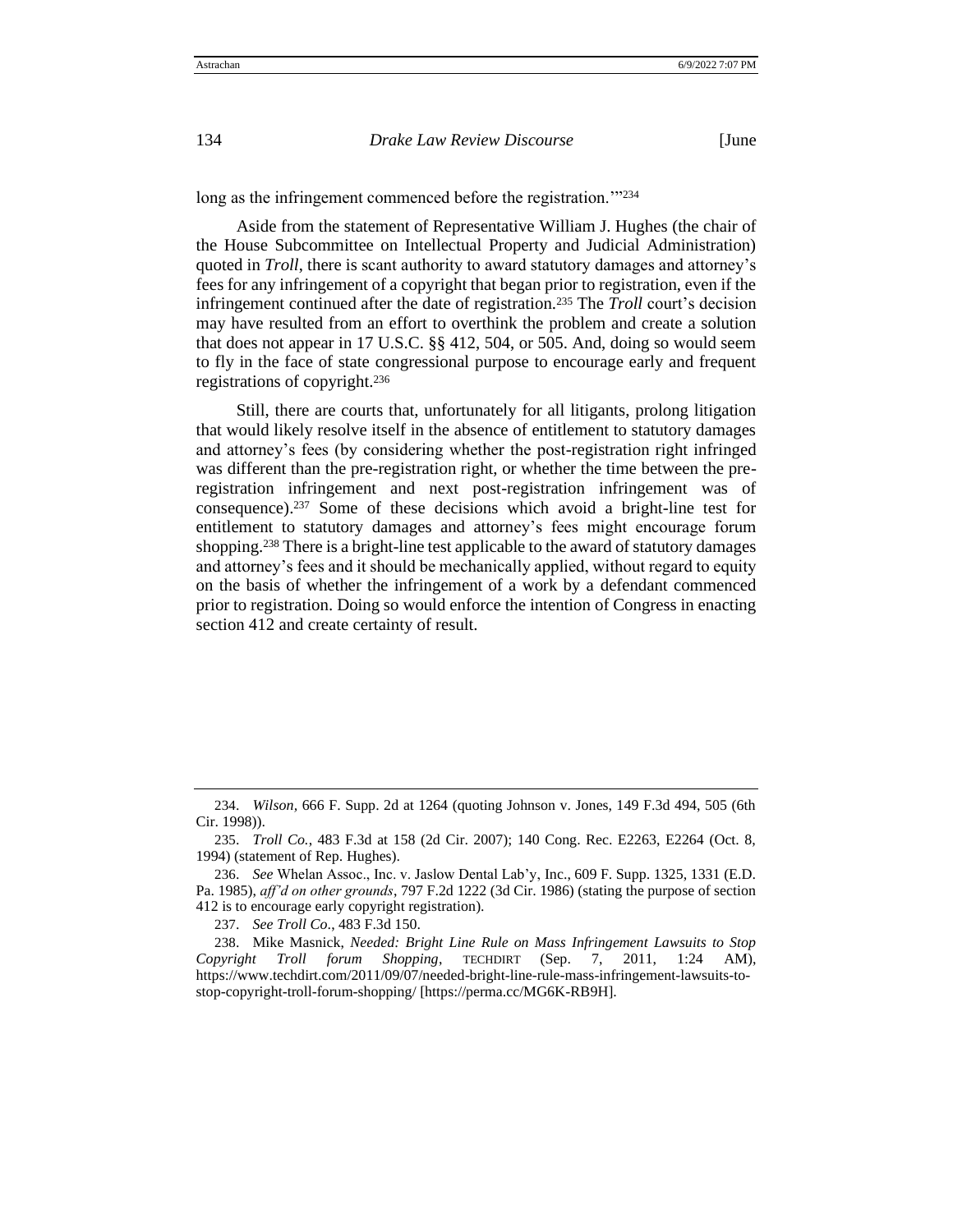long as the infringement commenced before the registration.'"[234]

Aside from the statement of Representative William J. Hughes (the chair of the House Subcommittee on Intellectual Property and Judicial Administration) quoted in *Troll*, there is scant authority to award statutory damages and attorney's fees for any infringement of a copyright that began prior to registration, even if the infringement continued after the date of registration.[235] The *Troll* court's decision may have resulted from an effort to overthink the problem and create a solution that does not appear in 17 U.S.C. §§ 412, 504, or 505. And, doing so would seem to fly in the face of state congressional purpose to encourage early and frequent registrations of copyright.[236]

Still, there are courts that, unfortunately for all litigants, prolong litigation that would likely resolve itself in the absence of entitlement to statutory damages and attorney's fees (by considering whether the post-registration right infringed was different than the pre-registration right, or whether the time between the pre-registration infringement and next post-registration infringement was of consequence).[237] Some of these decisions which avoid a bright-line test for entitlement to statutory damages and attorney's fees might encourage forum shopping.[238] There is a bright-line test applicable to the award of statutory damages and attorney's fees and it should be mechanically applied, without regard to equity on the basis of whether the infringement of a work by a defendant commenced prior to registration. Doing so would enforce the intention of Congress in enacting section 412 and create certainty of result.

---

234. *Wilson*, 666 F. Supp. 2d at 1264 (quoting Johnson v. Jones, 149 F.3d 494, 505 (6th Cir. 1998)).

235. *Troll Co.*, 483 F.3d at 158 (2d Cir. 2007); 140 Cong. Rec. E2263, E2264 (Oct. 8, 1994) (statement of Rep. Hughes).

236. *See* Whelan Assoc., Inc. v. Jaslow Dental Lab'y, Inc., 609 F. Supp. 1325, 1331 (E.D. Pa. 1985), *aff'd on other grounds*, 797 F.2d 1222 (3d Cir. 1986) (stating the purpose of section 412 is to encourage early copyright registration).

237. *See Troll Co*., 483 F.3d 150.

238. Mike Masnick, *Needed: Bright Line Rule on Mass Infringement Lawsuits to Stop Copyright Troll forum Shopping*, TECHDIRT (Sep. 7, 2011, 1:24 AM), https://www.techdirt.com/2011/09/07/needed-bright-line-rule-mass-infringement-lawsuits-to-stop-copyright-troll-forum-shopping/ [https://perma.cc/MG6K-RB9H].